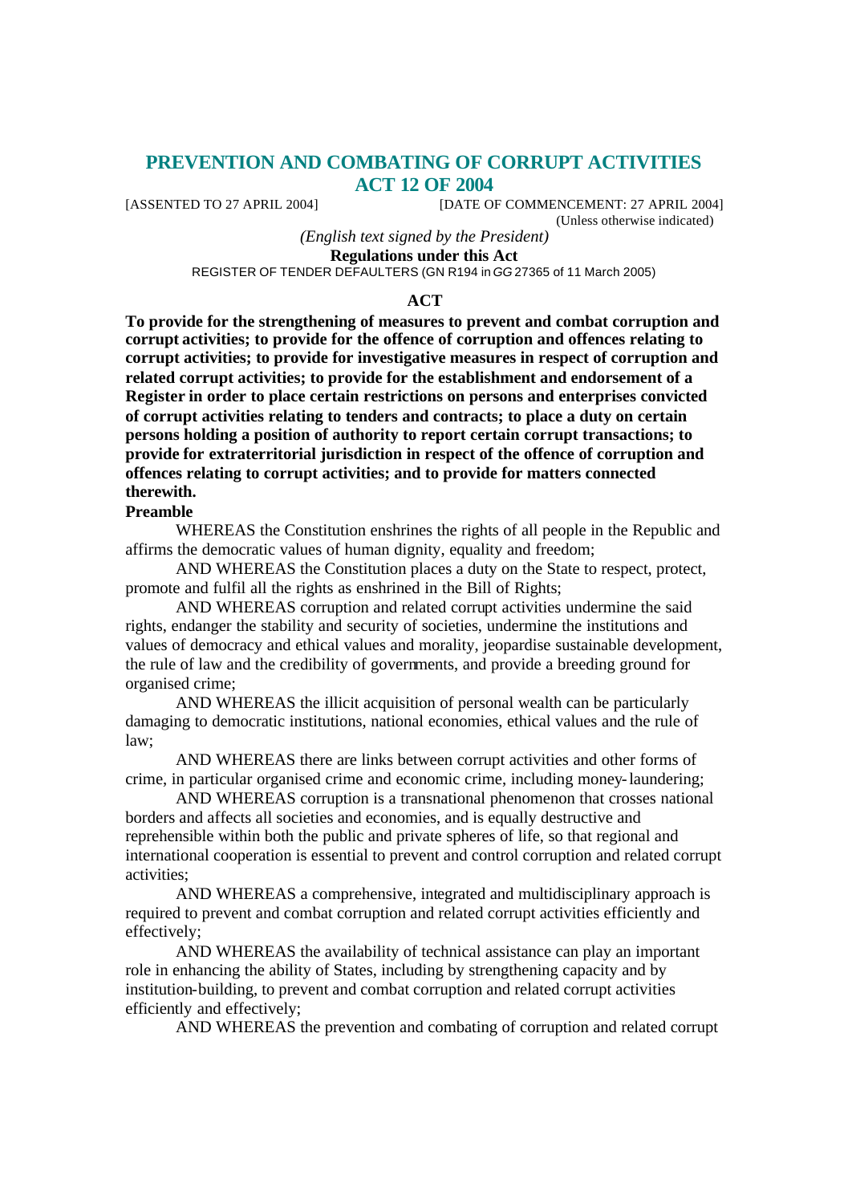# PREVENTION AND COMBATING OF CORRUPT ACTIVITIES ACT 12 OF 2004

[ASSENTED TO 27 APRIL 2004] [DATE OF COMMENCEMENT: 27 APRIL 2004]

(Unless otherwise indicated)

*(English text signed by the President)*

**Regulations under this Act**

REGISTER OF TENDER DEFAULTERS (GN R194 in *GG* 27365 of 11 March 2005)

## ACT

**To provide for the strengthening of measures to prevent and combat corruption and corrupt activities; to provide for the offence of corruption and offences relating to corrupt activities; to provide for investigative measures in respect of corruption and related corrupt activities; to provide for the establishment and endorsement of a Register in order to place certain restrictions on persons and enterprises convicted of corrupt activities relating to tenders and contracts; to place a duty on certain persons holding a position of authority to report certain corrupt transactions; to provide for extraterritorial jurisdiction in respect of the offence of corruption and offences relating to corrupt activities; and to provide for matters connected therewith.**

**Preamble**

WHEREAS the Constitution enshrines the rights of all people in the Republic and affirms the democratic values of human dignity, equality and freedom;

AND WHEREAS the Constitution places a duty on the State to respect, protect, promote and fulfil all the rights as enshrined in the Bill of Rights;

AND WHEREAS corruption and related corrupt activities undermine the said rights, endanger the stability and security of societies, undermine the institutions and values of democracy and ethical values and morality, jeopardise sustainable development, the rule of law and the credibility of governments, and provide a breeding ground for organised crime;

AND WHEREAS the illicit acquisition of personal wealth can be particularly damaging to democratic institutions, national economies, ethical values and the rule of law;

AND WHEREAS there are links between corrupt activities and other forms of crime, in particular organised crime and economic crime, including money-laundering;

AND WHEREAS corruption is a transnational phenomenon that crosses national borders and affects all societies and economies, and is equally destructive and reprehensible within both the public and private spheres of life, so that regional and international cooperation is essential to prevent and control corruption and related corrupt activities;

AND WHEREAS a comprehensive, integrated and multidisciplinary approach is required to prevent and combat corruption and related corrupt activities efficiently and effectively;

AND WHEREAS the availability of technical assistance can play an important role in enhancing the ability of States, including by strengthening capacity and by institution-building, to prevent and combat corruption and related corrupt activities efficiently and effectively;

AND WHEREAS the prevention and combating of corruption and related corrupt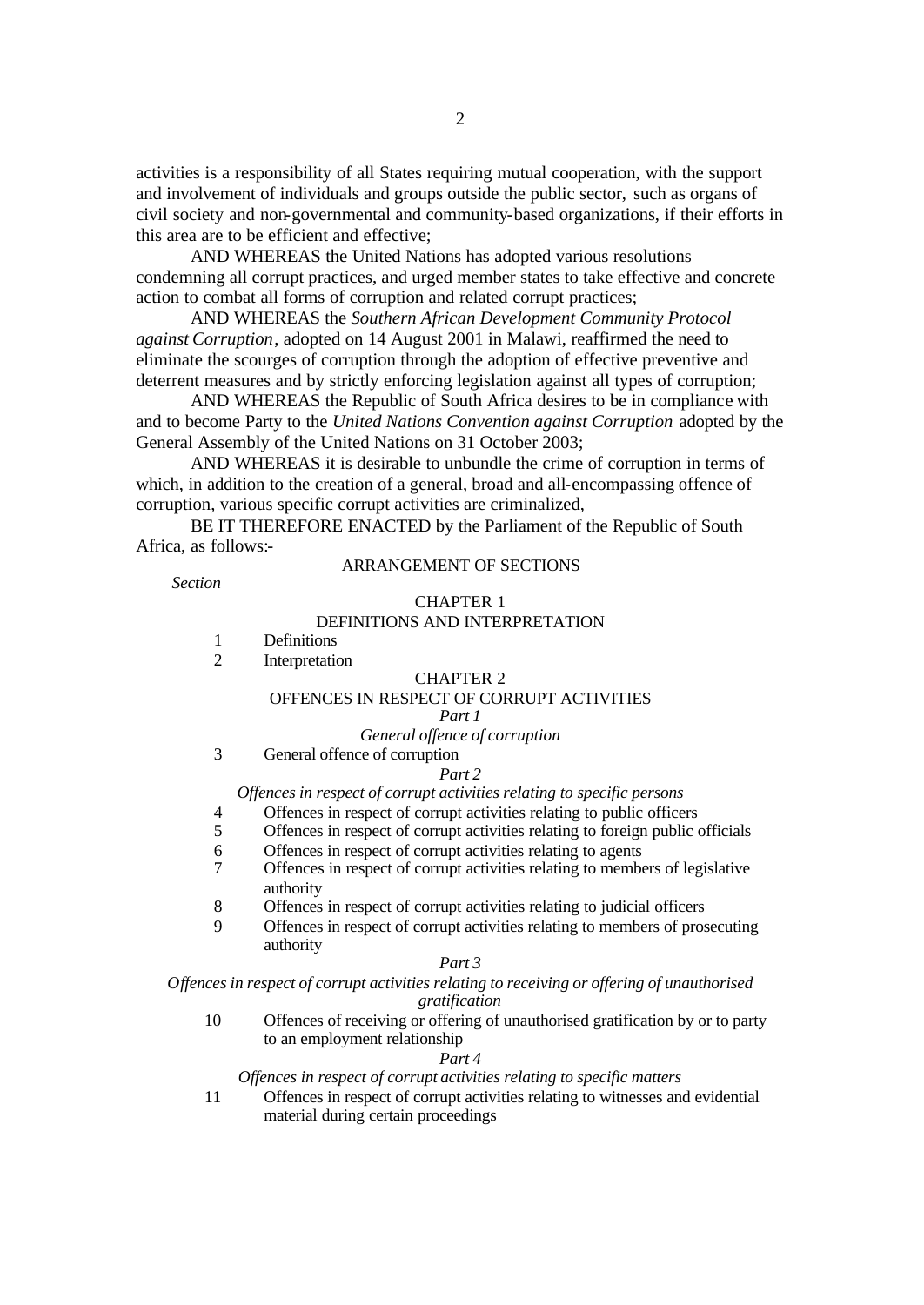activities is a responsibility of all States requiring mutual cooperation, with the support and involvement of individuals and groups outside the public sector, such as organs of civil society and non-governmental and community-based organizations, if their efforts in this area are to be efficient and effective;

AND WHEREAS the United Nations has adopted various resolutions condemning all corrupt practices, and urged member states to take effective and concrete action to combat all forms of corruption and related corrupt practices;

AND WHEREAS the *Southern African Development Community Protocol against Corruption*, adopted on 14 August 2001 in Malawi, reaffirmed the need to eliminate the scourges of corruption through the adoption of effective preventive and deterrent measures and by strictly enforcing legislation against all types of corruption;

AND WHEREAS the Republic of South Africa desires to be in compliance with and to become Party to the *United Nations Convention against Corruption* adopted by the General Assembly of the United Nations on 31 October 2003;

AND WHEREAS it is desirable to unbundle the crime of corruption in terms of which, in addition to the creation of a general, broad and all-encompassing offence of corruption, various specific corrupt activities are criminalized,

BE IT THEREFORE ENACTED by the Parliament of the Republic of South Africa, as follows:-

## ARRANGEMENT OF SECTIONS

*Section*

### CHAPTER 1

### DEFINITIONS AND INTERPRETATION

1 Definitions
2 Interpretation

### CHAPTER 2

### OFFENCES IN RESPECT OF CORRUPT ACTIVITIES

*Part 1*

*General offence of corruption*

3 General offence of corruption

*Part 2*

*Offences in respect of corrupt activities relating to specific persons*

4 Offences in respect of corrupt activities relating to public officers
5 Offences in respect of corrupt activities relating to foreign public officials
6 Offences in respect of corrupt activities relating to agents
7 Offences in respect of corrupt activities relating to members of legislative authority
8 Offences in respect of corrupt activities relating to judicial officers
9 Offences in respect of corrupt activities relating to members of prosecuting authority

*Part 3*

*Offences in respect of corrupt activities relating to receiving or offering of unauthorised gratification*

10 Offences of receiving or offering of unauthorised gratification by or to party to an employment relationship

*Part 4*

*Offences in respect of corrupt activities relating to specific matters*

11 Offences in respect of corrupt activities relating to witnesses and evidential material during certain proceedings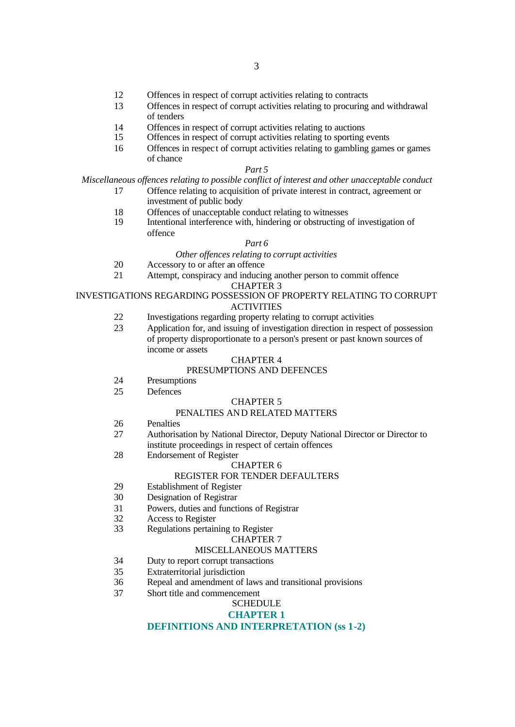12 Offences in respect of corrupt activities relating to contracts

13 Offences in respect of corrupt activities relating to procuring and withdrawal of tenders

14 Offences in respect of corrupt activities relating to auctions

15 Offences in respect of corrupt activities relating to sporting events

16 Offences in respect of corrupt activities relating to gambling games or games of chance

*Part 5*

*Miscellaneous offences relating to possible conflict of interest and other unacceptable conduct*

17 Offence relating to acquisition of private interest in contract, agreement or investment of public body

18 Offences of unacceptable conduct relating to witnesses

19 Intentional interference with, hindering or obstructing of investigation of offence

*Part 6*

*Other offences relating to corrupt activities*

20 Accessory to or after an offence

21 Attempt, conspiracy and inducing another person to commit offence

CHAPTER 3

INVESTIGATIONS REGARDING POSSESSION OF PROPERTY RELATING TO CORRUPT ACTIVITIES

22 Investigations regarding property relating to corrupt activities

23 Application for, and issuing of investigation direction in respect of possession of property disproportionate to a person's present or past known sources of income or assets

CHAPTER 4

PRESUMPTIONS AND DEFENCES

24 Presumptions

25 Defences

CHAPTER 5

PENALTIES AND RELATED MATTERS

26 Penalties

27 Authorisation by National Director, Deputy National Director or Director to institute proceedings in respect of certain offences

28 Endorsement of Register

CHAPTER 6

REGISTER FOR TENDER DEFAULTERS

29 Establishment of Register

30 Designation of Registrar

31 Powers, duties and functions of Registrar

32 Access to Register

33 Regulations pertaining to Register

CHAPTER 7

MISCELLANEOUS MATTERS

34 Duty to report corrupt transactions

35 Extraterritorial jurisdiction

36 Repeal and amendment of laws and transitional provisions

37 Short title and commencement

SCHEDULE

## CHAPTER 1

## DEFINITIONS AND INTERPRETATION (ss 1-2)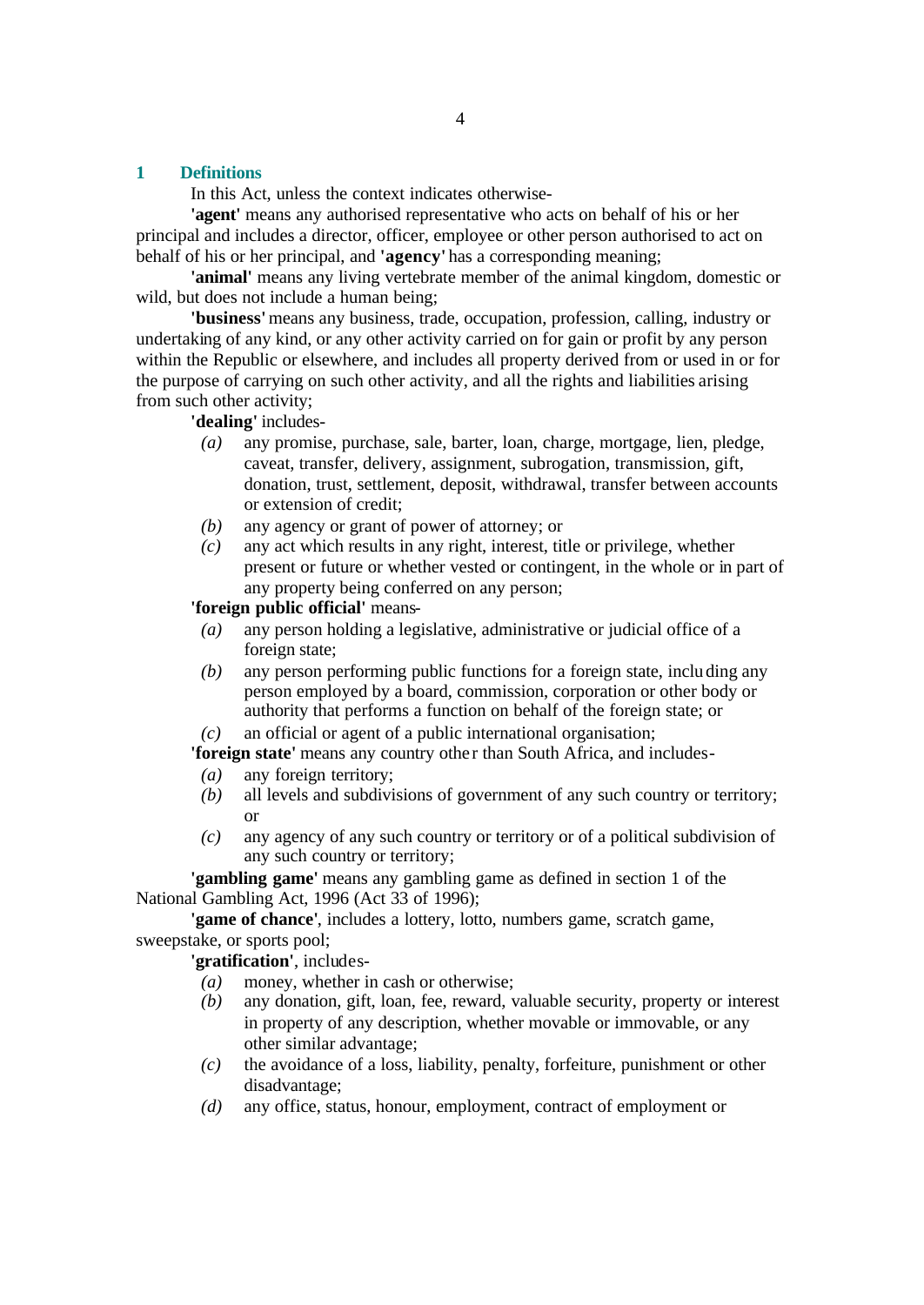## 1 Definitions

In this Act, unless the context indicates otherwise-

**'agent'** means any authorised representative who acts on behalf of his or her principal and includes a director, officer, employee or other person authorised to act on behalf of his or her principal, and **'agency'** has a corresponding meaning;

**'animal'** means any living vertebrate member of the animal kingdom, domestic or wild, but does not include a human being;

**'business'** means any business, trade, occupation, profession, calling, industry or undertaking of any kind, or any other activity carried on for gain or profit by any person within the Republic or elsewhere, and includes all property derived from or used in or for the purpose of carrying on such other activity, and all the rights and liabilities arising from such other activity;

**'dealing'** includes-

*(a)* any promise, purchase, sale, barter, loan, charge, mortgage, lien, pledge, caveat, transfer, delivery, assignment, subrogation, transmission, gift, donation, trust, settlement, deposit, withdrawal, transfer between accounts or extension of credit;

*(b)* any agency or grant of power of attorney; or

*(c)* any act which results in any right, interest, title or privilege, whether present or future or whether vested or contingent, in the whole or in part of any property being conferred on any person;

**'foreign public official'** means-

*(a)* any person holding a legislative, administrative or judicial office of a foreign state;

*(b)* any person performing public functions for a foreign state, including any person employed by a board, commission, corporation or other body or authority that performs a function on behalf of the foreign state; or

*(c)* an official or agent of a public international organisation;

**'foreign state'** means any country other than South Africa, and includes-

*(a)* any foreign territory;

*(b)* all levels and subdivisions of government of any such country or territory; or

*(c)* any agency of any such country or territory or of a political subdivision of any such country or territory;

**'gambling game'** means any gambling game as defined in section 1 of the National Gambling Act, 1996 (Act 33 of 1996);

**'game of chance'**, includes a lottery, lotto, numbers game, scratch game, sweepstake, or sports pool;

**'gratification'**, includes-

*(a)* money, whether in cash or otherwise;

*(b)* any donation, gift, loan, fee, reward, valuable security, property or interest in property of any description, whether movable or immovable, or any other similar advantage;

*(c)* the avoidance of a loss, liability, penalty, forfeiture, punishment or other disadvantage;

*(d)* any office, status, honour, employment, contract of employment or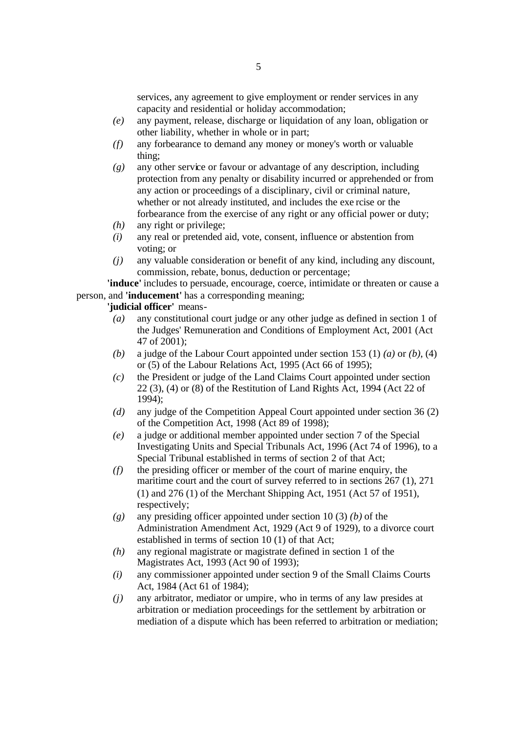services, any agreement to give employment or render services in any capacity and residential or holiday accommodation;

*(e)* any payment, release, discharge or liquidation of any loan, obligation or other liability, whether in whole or in part;

*(f)* any forbearance to demand any money or money's worth or valuable thing;

*(g)* any other service or favour or advantage of any description, including protection from any penalty or disability incurred or apprehended or from any action or proceedings of a disciplinary, civil or criminal nature, whether or not already instituted, and includes the exe rcise or the forbearance from the exercise of any right or any official power or duty;

*(h)* any right or privilege;

*(i)* any real or pretended aid, vote, consent, influence or abstention from voting; or

*(j)* any valuable consideration or benefit of any kind, including any discount, commission, rebate, bonus, deduction or percentage;

**'induce'** includes to persuade, encourage, coerce, intimidate or threaten or cause a person, and **'inducement'** has a corresponding meaning;

**'judicial officer'** means-

*(a)* any constitutional court judge or any other judge as defined in section 1 of the Judges' Remuneration and Conditions of Employment Act, 2001 (Act 47 of 2001);

*(b)* a judge of the Labour Court appointed under section 153 (1) *(a)* or *(b)*, (4) or (5) of the Labour Relations Act, 1995 (Act 66 of 1995);

*(c)* the President or judge of the Land Claims Court appointed under section 22 (3), (4) or (8) of the Restitution of Land Rights Act, 1994 (Act 22 of 1994);

*(d)* any judge of the Competition Appeal Court appointed under section 36 (2) of the Competition Act, 1998 (Act 89 of 1998);

*(e)* a judge or additional member appointed under section 7 of the Special Investigating Units and Special Tribunals Act, 1996 (Act 74 of 1996), to a Special Tribunal established in terms of section 2 of that Act;

*(f)* the presiding officer or member of the court of marine enquiry, the maritime court and the court of survey referred to in sections 267 (1), 271 (1) and 276 (1) of the Merchant Shipping Act, 1951 (Act 57 of 1951), respectively;

*(g)* any presiding officer appointed under section 10 (3) *(b)* of the Administration Amendment Act, 1929 (Act 9 of 1929), to a divorce court established in terms of section 10 (1) of that Act;

*(h)* any regional magistrate or magistrate defined in section 1 of the Magistrates Act, 1993 (Act 90 of 1993);

*(i)* any commissioner appointed under section 9 of the Small Claims Courts Act, 1984 (Act 61 of 1984);

*(j)* any arbitrator, mediator or umpire, who in terms of any law presides at arbitration or mediation proceedings for the settlement by arbitration or mediation of a dispute which has been referred to arbitration or mediation;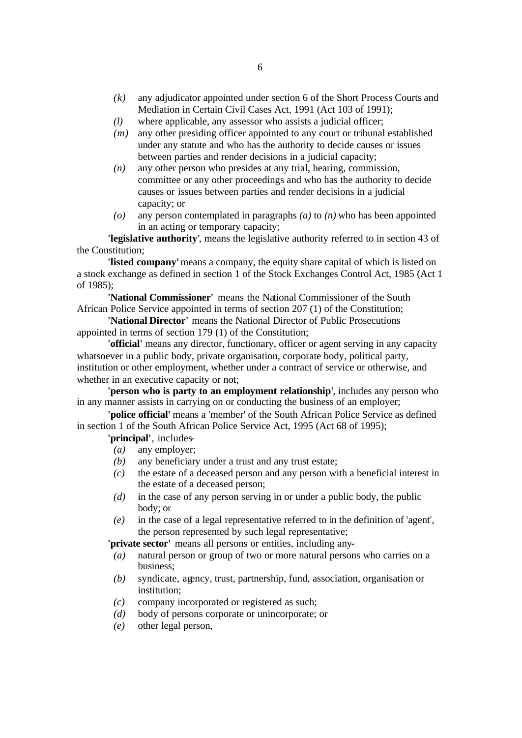*(k)* any adjudicator appointed under section 6 of the Short Process Courts and Mediation in Certain Civil Cases Act, 1991 (Act 103 of 1991);

*(l)* where applicable, any assessor who assists a judicial officer;

*(m)* any other presiding officer appointed to any court or tribunal established under any statute and who has the authority to decide causes or issues between parties and render decisions in a judicial capacity;

*(n)* any other person who presides at any trial, hearing, commission, committee or any other proceedings and who has the authority to decide causes or issues between parties and render decisions in a judicial capacity; or

*(o)* any person contemplated in paragraphs *(a)* to *(n)* who has been appointed in an acting or temporary capacity;

**'legislative authority'**, means the legislative authority referred to in section 43 of the Constitution;

**'listed company'** means a company, the equity share capital of which is listed on a stock exchange as defined in section 1 of the Stock Exchanges Control Act, 1985 (Act 1 of 1985);

**'National Commissioner'** means the National Commissioner of the South African Police Service appointed in terms of section 207 (1) of the Constitution;

**'National Director'** means the National Director of Public Prosecutions appointed in terms of section 179 (1) of the Constitution;

**'official'** means any director, functionary, officer or agent serving in any capacity whatsoever in a public body, private organisation, corporate body, political party, institution or other employment, whether under a contract of service or otherwise, and whether in an executive capacity or not;

**'person who is party to an employment relationship'**, includes any person who in any manner assists in carrying on or conducting the business of an employer;

**'police official'** means a 'member' of the South African Police Service as defined in section 1 of the South African Police Service Act, 1995 (Act 68 of 1995);

**'principal'**, includes-

*(a)* any employer;

*(b)* any beneficiary under a trust and any trust estate;

*(c)* the estate of a deceased person and any person with a beneficial interest in the estate of a deceased person;

*(d)* in the case of any person serving in or under a public body, the public body; or

*(e)* in the case of a legal representative referred to in the definition of 'agent', the person represented by such legal representative;

**'private sector'** means all persons or entities, including any-

*(a)* natural person or group of two or more natural persons who carries on a business;

*(b)* syndicate, agency, trust, partnership, fund, association, organisation or institution;

*(c)* company incorporated or registered as such;

*(d)* body of persons corporate or unincorporate; or

*(e)* other legal person,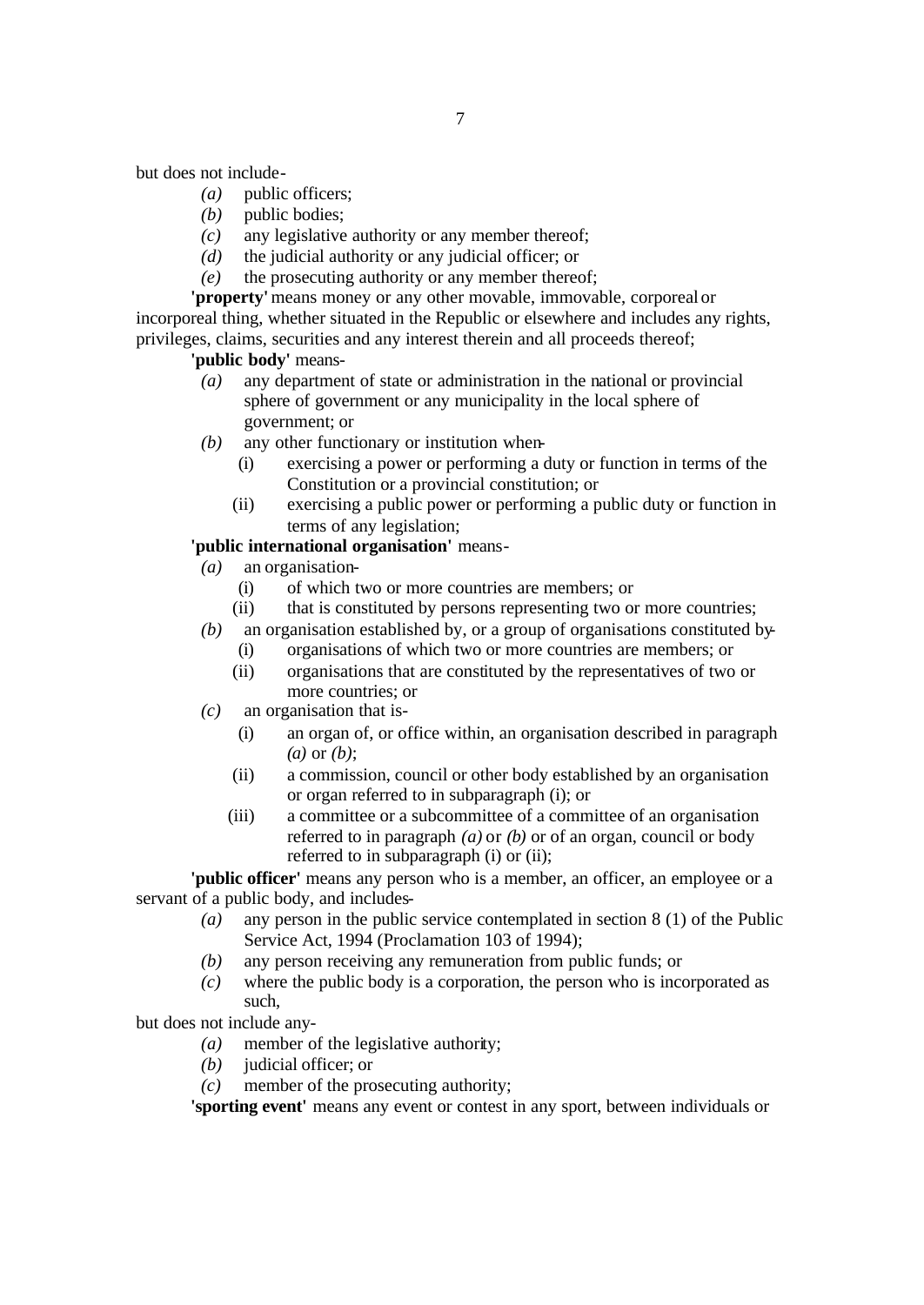but does not include-

- *(a)* public officers;
- *(b)* public bodies;
- *(c)* any legislative authority or any member thereof;
- *(d)* the judicial authority or any judicial officer; or
- *(e)* the prosecuting authority or any member thereof;

**'property'** means money or any other movable, immovable, corporeal or incorporeal thing, whether situated in the Republic or elsewhere and includes any rights, privileges, claims, securities and any interest therein and all proceeds thereof;

**'public body'** means-

- *(a)* any department of state or administration in the national or provincial sphere of government or any municipality in the local sphere of government; or
- *(b)* any other functionary or institution when-
  - (i) exercising a power or performing a duty or function in terms of the Constitution or a provincial constitution; or
  - (ii) exercising a public power or performing a public duty or function in terms of any legislation;

**'public international organisation'** means-

- *(a)* an organisation-
  - (i) of which two or more countries are members; or
  - (ii) that is constituted by persons representing two or more countries;
- *(b)* an organisation established by, or a group of organisations constituted by-
  - (i) organisations of which two or more countries are members; or
  - (ii) organisations that are constituted by the representatives of two or more countries; or
- *(c)* an organisation that is-
  - (i) an organ of, or office within, an organisation described in paragraph *(a)* or *(b)*;
  - (ii) a commission, council or other body established by an organisation or organ referred to in subparagraph (i); or
  - (iii) a committee or a subcommittee of a committee of an organisation referred to in paragraph *(a)* or *(b)* or of an organ, council or body referred to in subparagraph (i) or (ii);

**'public officer'** means any person who is a member, an officer, an employee or a servant of a public body, and includes-

- *(a)* any person in the public service contemplated in section 8 (1) of the Public Service Act, 1994 (Proclamation 103 of 1994);
- *(b)* any person receiving any remuneration from public funds; or
- *(c)* where the public body is a corporation, the person who is incorporated as such,

but does not include any-

- *(a)* member of the legislative authority;
- *(b)* judicial officer; or
- *(c)* member of the prosecuting authority;

**'sporting event'** means any event or contest in any sport, between individuals or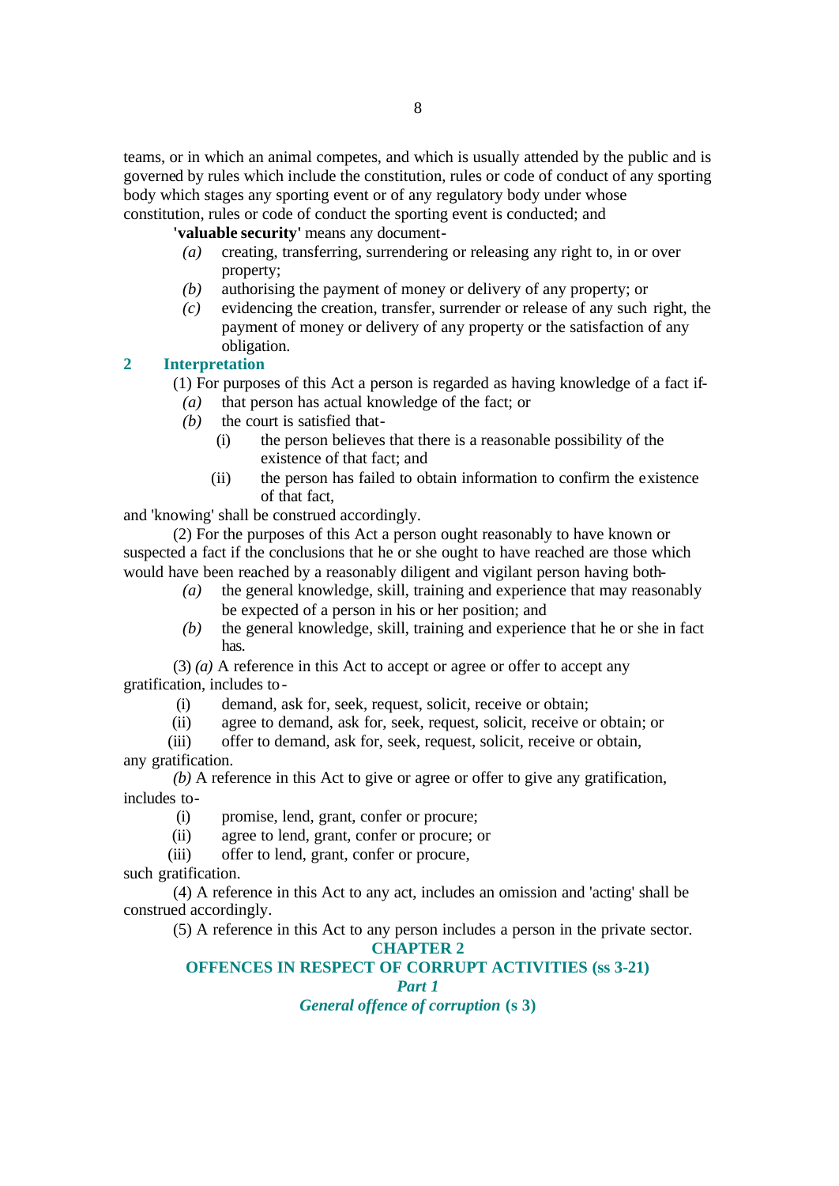teams, or in which an animal competes, and which is usually attended by the public and is governed by rules which include the constitution, rules or code of conduct of any sporting body which stages any sporting event or of any regulatory body under whose constitution, rules or code of conduct the sporting event is conducted; and

**'valuable security'** means any document-

*(a)* creating, transferring, surrendering or releasing any right to, in or over property;

*(b)* authorising the payment of money or delivery of any property; or

*(c)* evidencing the creation, transfer, surrender or release of any such right, the payment of money or delivery of any property or the satisfaction of any obligation.

## 2 Interpretation

(1) For purposes of this Act a person is regarded as having knowledge of a fact if-

*(a)* that person has actual knowledge of the fact; or

*(b)* the court is satisfied that-

(i) the person believes that there is a reasonable possibility of the existence of that fact; and

(ii) the person has failed to obtain information to confirm the existence of that fact,

and 'knowing' shall be construed accordingly.

(2) For the purposes of this Act a person ought reasonably to have known or suspected a fact if the conclusions that he or she ought to have reached are those which would have been reached by a reasonably diligent and vigilant person having both-

*(a)* the general knowledge, skill, training and experience that may reasonably be expected of a person in his or her position; and

*(b)* the general knowledge, skill, training and experience that he or she in fact has.

(3) *(a)* A reference in this Act to accept or agree or offer to accept any gratification, includes to-

(i) demand, ask for, seek, request, solicit, receive or obtain;

(ii) agree to demand, ask for, seek, request, solicit, receive or obtain; or

(iii) offer to demand, ask for, seek, request, solicit, receive or obtain,

any gratification.

*(b)* A reference in this Act to give or agree or offer to give any gratification, includes to-

(i) promise, lend, grant, confer or procure;

(ii) agree to lend, grant, confer or procure; or

(iii) offer to lend, grant, confer or procure,

such gratification.

(4) A reference in this Act to any act, includes an omission and 'acting' shall be construed accordingly.

(5) A reference in this Act to any person includes a person in the private sector.

# CHAPTER 2

# OFFENCES IN RESPECT OF CORRUPT ACTIVITIES (ss 3-21)

## *Part 1*

## *General offence of corruption* (s 3)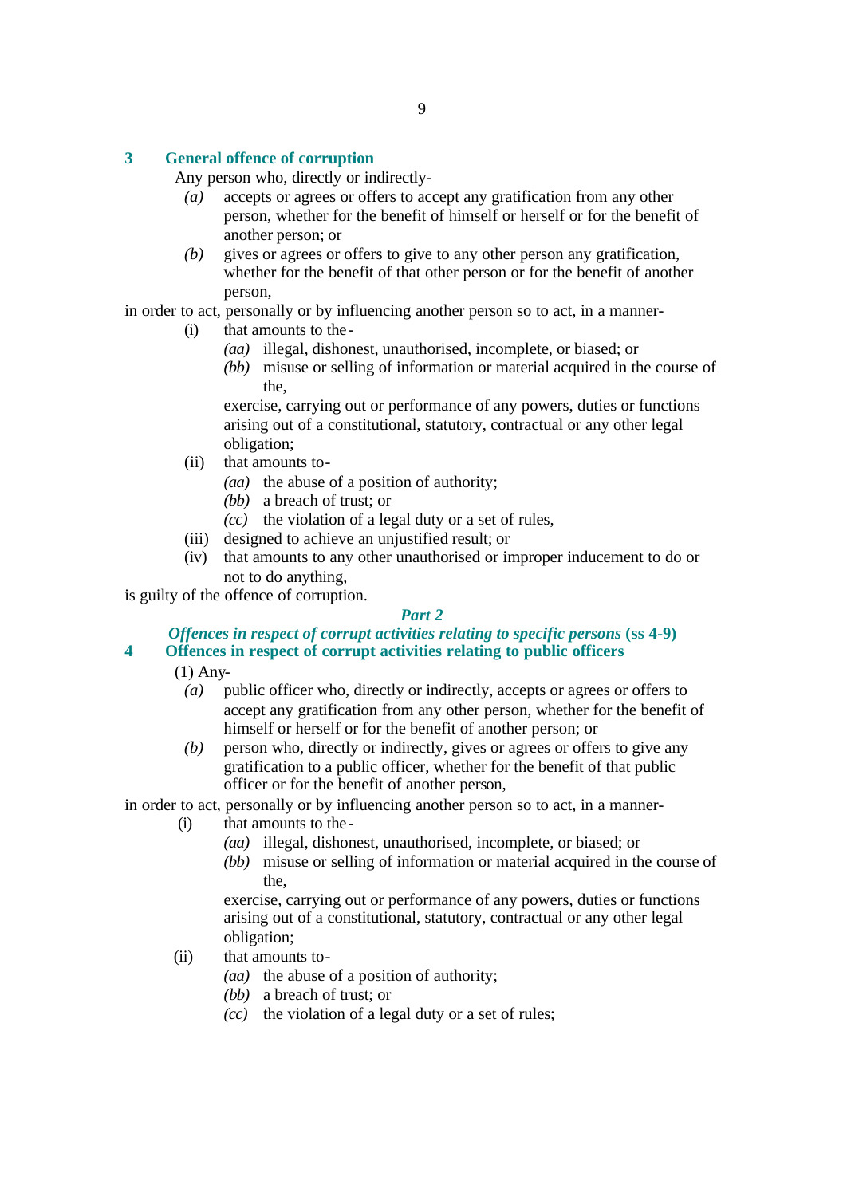### 3 General offence of corruption

Any person who, directly or indirectly-

*(a)* accepts or agrees or offers to accept any gratification from any other person, whether for the benefit of himself or herself or for the benefit of another person; or

*(b)* gives or agrees or offers to give to any other person any gratification, whether for the benefit of that other person or for the benefit of another person,

in order to act, personally or by influencing another person so to act, in a manner-

(i) that amounts to the-

*(aa)* illegal, dishonest, unauthorised, incomplete, or biased; or

*(bb)* misuse or selling of information or material acquired in the course of the,

exercise, carrying out or performance of any powers, duties or functions arising out of a constitutional, statutory, contractual or any other legal obligation;

(ii) that amounts to-

*(aa)* the abuse of a position of authority;

*(bb)* a breach of trust; or

*(cc)* the violation of a legal duty or a set of rules,

(iii) designed to achieve an unjustified result; or

(iv) that amounts to any other unauthorised or improper inducement to do or not to do anything,

is guilty of the offence of corruption.

## *Part 2*

## *Offences in respect of corrupt activities relating to specific persons* (ss 4-9)

### 4 Offences in respect of corrupt activities relating to public officers

(1) Any-

*(a)* public officer who, directly or indirectly, accepts or agrees or offers to accept any gratification from any other person, whether for the benefit of himself or herself or for the benefit of another person; or

*(b)* person who, directly or indirectly, gives or agrees or offers to give any gratification to a public officer, whether for the benefit of that public officer or for the benefit of another person,

in order to act, personally or by influencing another person so to act, in a manner-

(i) that amounts to the-

*(aa)* illegal, dishonest, unauthorised, incomplete, or biased; or

*(bb)* misuse or selling of information or material acquired in the course of the,

exercise, carrying out or performance of any powers, duties or functions arising out of a constitutional, statutory, contractual or any other legal obligation;

(ii) that amounts to-

*(aa)* the abuse of a position of authority;

*(bb)* a breach of trust; or

*(cc)* the violation of a legal duty or a set of rules;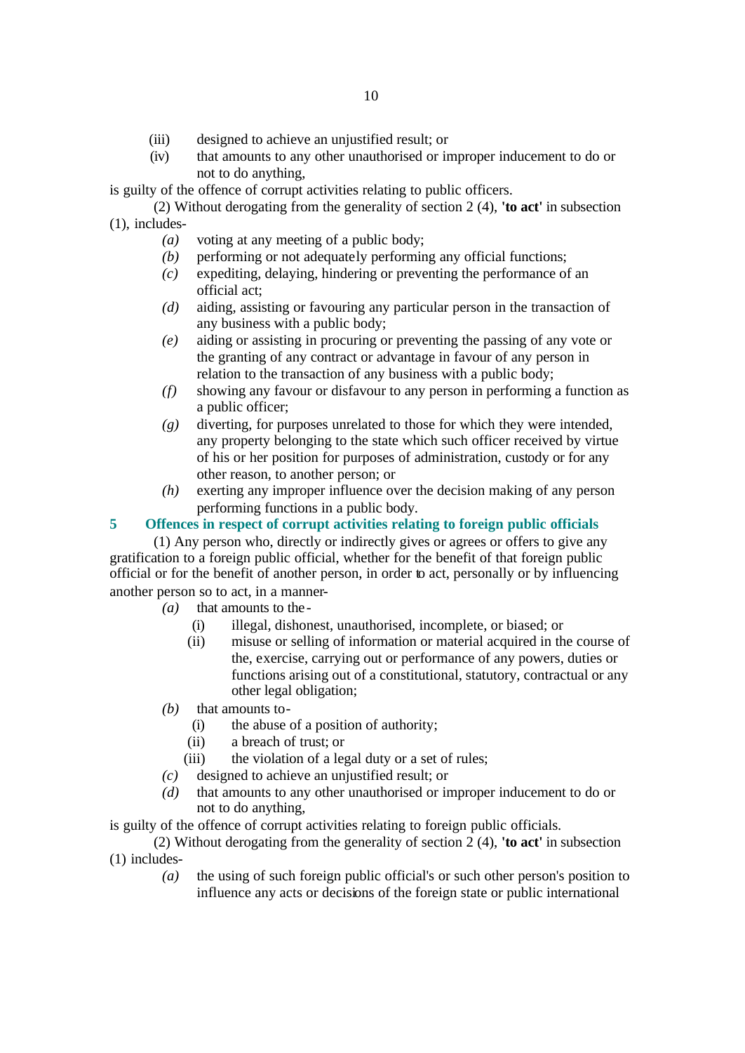(iii) designed to achieve an unjustified result; or

(iv) that amounts to any other unauthorised or improper inducement to do or not to do anything,

is guilty of the offence of corrupt activities relating to public officers.

(2) Without derogating from the generality of section 2 (4), **'to act'** in subsection (1), includes-

*(a)* voting at any meeting of a public body;

*(b)* performing or not adequately performing any official functions;

*(c)* expediting, delaying, hindering or preventing the performance of an official act;

*(d)* aiding, assisting or favouring any particular person in the transaction of any business with a public body;

*(e)* aiding or assisting in procuring or preventing the passing of any vote or the granting of any contract or advantage in favour of any person in relation to the transaction of any business with a public body;

*(f)* showing any favour or disfavour to any person in performing a function as a public officer;

*(g)* diverting, for purposes unrelated to those for which they were intended, any property belonging to the state which such officer received by virtue of his or her position for purposes of administration, custody or for any other reason, to another person; or

*(h)* exerting any improper influence over the decision making of any person performing functions in a public body.

## 5 Offences in respect of corrupt activities relating to foreign public officials

(1) Any person who, directly or indirectly gives or agrees or offers to give any gratification to a foreign public official, whether for the benefit of that foreign public official or for the benefit of another person, in order to act, personally or by influencing another person so to act, in a manner-

*(a)* that amounts to the-

(i) illegal, dishonest, unauthorised, incomplete, or biased; or

(ii) misuse or selling of information or material acquired in the course of the, exercise, carrying out or performance of any powers, duties or functions arising out of a constitutional, statutory, contractual or any other legal obligation;

*(b)* that amounts to-

(i) the abuse of a position of authority;

(ii) a breach of trust; or

(iii) the violation of a legal duty or a set of rules;

*(c)* designed to achieve an unjustified result; or

*(d)* that amounts to any other unauthorised or improper inducement to do or not to do anything,

is guilty of the offence of corrupt activities relating to foreign public officials.

(2) Without derogating from the generality of section 2 (4), **'to act'** in subsection (1) includes-

*(a)* the using of such foreign public official's or such other person's position to influence any acts or decisions of the foreign state or public international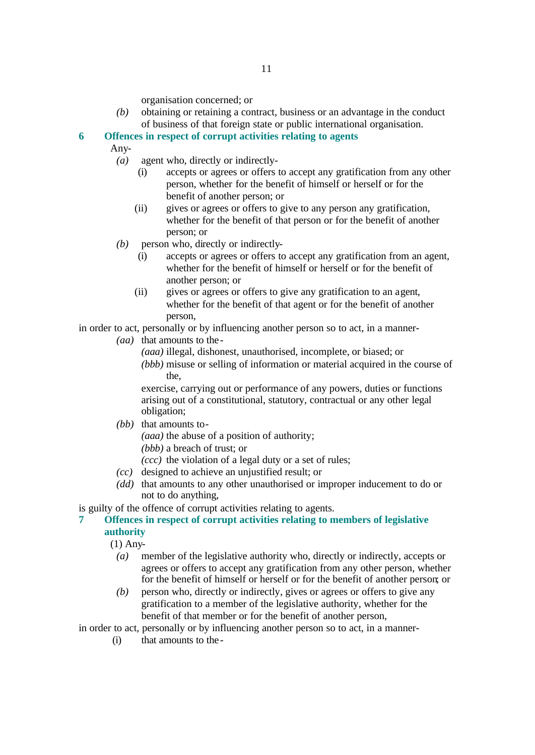organisation concerned; or

*(b)* obtaining or retaining a contract, business or an advantage in the conduct of business of that foreign state or public international organisation.

## 6 Offences in respect of corrupt activities relating to agents

Any-

*(a)* agent who, directly or indirectly-

(i) accepts or agrees or offers to accept any gratification from any other person, whether for the benefit of himself or herself or for the benefit of another person; or

(ii) gives or agrees or offers to give to any person any gratification, whether for the benefit of that person or for the benefit of another person; or

*(b)* person who, directly or indirectly-

(i) accepts or agrees or offers to accept any gratification from an agent, whether for the benefit of himself or herself or for the benefit of another person; or

(ii) gives or agrees or offers to give any gratification to an agent, whether for the benefit of that agent or for the benefit of another person,

in order to act, personally or by influencing another person so to act, in a manner-

*(aa)* that amounts to the-

*(aaa)* illegal, dishonest, unauthorised, incomplete, or biased; or

*(bbb)* misuse or selling of information or material acquired in the course of the,

exercise, carrying out or performance of any powers, duties or functions arising out of a constitutional, statutory, contractual or any other legal obligation;

*(bb)* that amounts to-

*(aaa)* the abuse of a position of authority;

*(bbb)* a breach of trust; or

*(ccc)* the violation of a legal duty or a set of rules;

*(cc)* designed to achieve an unjustified result; or

*(dd)* that amounts to any other unauthorised or improper inducement to do or not to do anything,

is guilty of the offence of corrupt activities relating to agents.

## 7 Offences in respect of corrupt activities relating to members of legislative authority

(1) Any-

*(a)* member of the legislative authority who, directly or indirectly, accepts or agrees or offers to accept any gratification from any other person, whether for the benefit of himself or herself or for the benefit of another person; or

*(b)* person who, directly or indirectly, gives or agrees or offers to give any gratification to a member of the legislative authority, whether for the benefit of that member or for the benefit of another person,

in order to act, personally or by influencing another person so to act, in a manner-

(i) that amounts to the-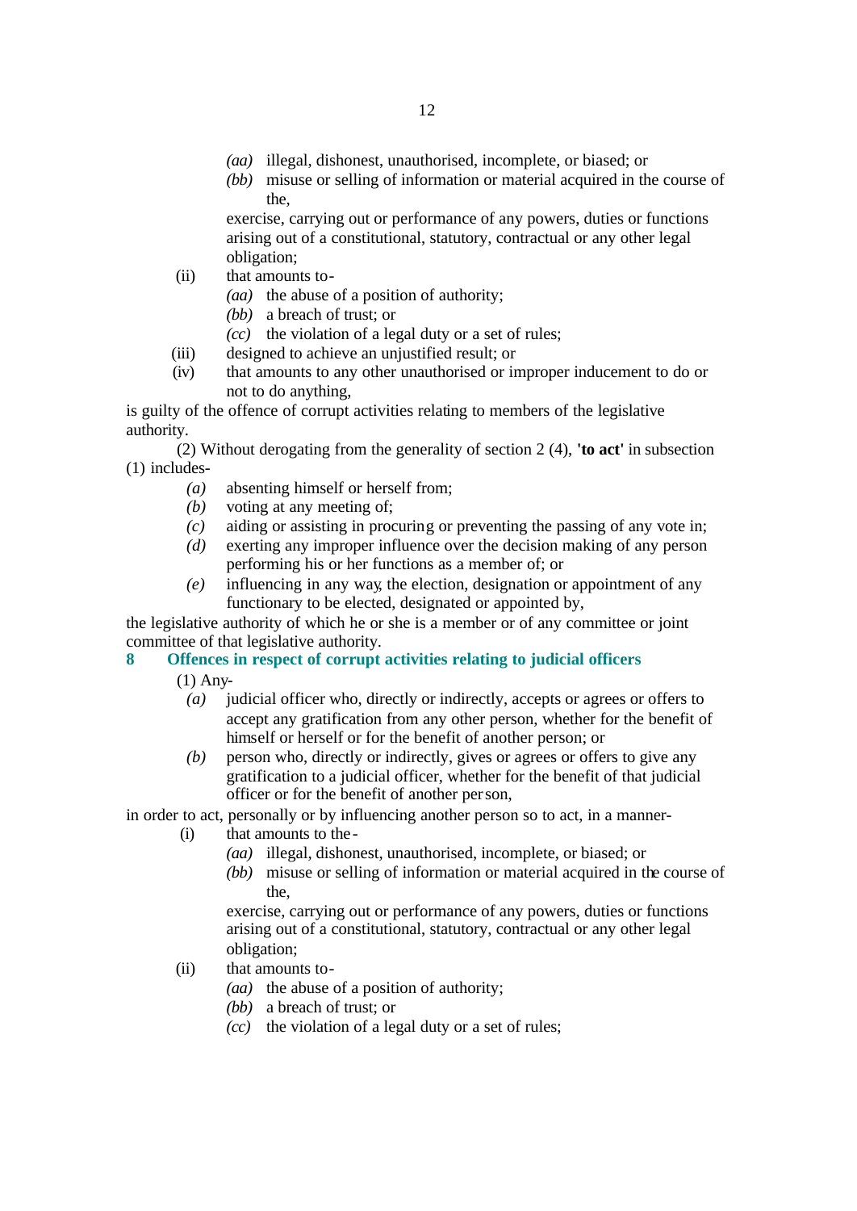*(aa)* illegal, dishonest, unauthorised, incomplete, or biased; or

*(bb)* misuse or selling of information or material acquired in the course of the,

exercise, carrying out or performance of any powers, duties or functions arising out of a constitutional, statutory, contractual or any other legal obligation;

(ii) that amounts to-

*(aa)* the abuse of a position of authority;

*(bb)* a breach of trust; or

*(cc)* the violation of a legal duty or a set of rules;

(iii) designed to achieve an unjustified result; or

(iv) that amounts to any other unauthorised or improper inducement to do or not to do anything,

is guilty of the offence of corrupt activities relating to members of the legislative authority.

(2) Without derogating from the generality of section 2 (4), **'to act'** in subsection (1) includes-

*(a)* absenting himself or herself from;

*(b)* voting at any meeting of;

*(c)* aiding or assisting in procuring or preventing the passing of any vote in;

*(d)* exerting any improper influence over the decision making of any person performing his or her functions as a member of; or

*(e)* influencing in any way, the election, designation or appointment of any functionary to be elected, designated or appointed by,

the legislative authority of which he or she is a member or of any committee or joint committee of that legislative authority.

## 8 Offences in respect of corrupt activities relating to judicial officers

(1) Any-

*(a)* judicial officer who, directly or indirectly, accepts or agrees or offers to accept any gratification from any other person, whether for the benefit of himself or herself or for the benefit of another person; or

*(b)* person who, directly or indirectly, gives or agrees or offers to give any gratification to a judicial officer, whether for the benefit of that judicial officer or for the benefit of another person,

in order to act, personally or by influencing another person so to act, in a manner-

(i) that amounts to the-

*(aa)* illegal, dishonest, unauthorised, incomplete, or biased; or

*(bb)* misuse or selling of information or material acquired in the course of the,

exercise, carrying out or performance of any powers, duties or functions arising out of a constitutional, statutory, contractual or any other legal obligation;

(ii) that amounts to-

*(aa)* the abuse of a position of authority;

*(bb)* a breach of trust; or

*(cc)* the violation of a legal duty or a set of rules;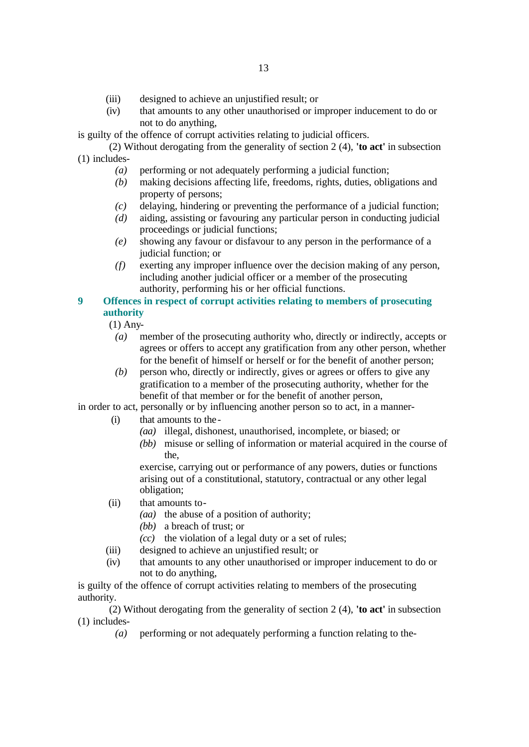(iii) designed to achieve an unjustified result; or

(iv) that amounts to any other unauthorised or improper inducement to do or not to do anything,

is guilty of the offence of corrupt activities relating to judicial officers.

(2) Without derogating from the generality of section 2 (4), **'to act'** in subsection (1) includes-

*(a)* performing or not adequately performing a judicial function;

*(b)* making decisions affecting life, freedoms, rights, duties, obligations and property of persons;

*(c)* delaying, hindering or preventing the performance of a judicial function;

*(d)* aiding, assisting or favouring any particular person in conducting judicial proceedings or judicial functions;

*(e)* showing any favour or disfavour to any person in the performance of a judicial function; or

*(f)* exerting any improper influence over the decision making of any person, including another judicial officer or a member of the prosecuting authority, performing his or her official functions.

### 9 Offences in respect of corrupt activities relating to members of prosecuting authority

(1) Any-

*(a)* member of the prosecuting authority who, directly or indirectly, accepts or agrees or offers to accept any gratification from any other person, whether for the benefit of himself or herself or for the benefit of another person;

*(b)* person who, directly or indirectly, gives or agrees or offers to give any gratification to a member of the prosecuting authority, whether for the benefit of that member or for the benefit of another person,

in order to act, personally or by influencing another person so to act, in a manner-

(i) that amounts to the-

*(aa)* illegal, dishonest, unauthorised, incomplete, or biased; or

*(bb)* misuse or selling of information or material acquired in the course of the,

exercise, carrying out or performance of any powers, duties or functions arising out of a constitutional, statutory, contractual or any other legal obligation;

(ii) that amounts to-

*(aa)* the abuse of a position of authority;

*(bb)* a breach of trust; or

*(cc)* the violation of a legal duty or a set of rules;

(iii) designed to achieve an unjustified result; or

(iv) that amounts to any other unauthorised or improper inducement to do or not to do anything,

is guilty of the offence of corrupt activities relating to members of the prosecuting authority.

(2) Without derogating from the generality of section 2 (4), **'to act'** in subsection (1) includes-

*(a)* performing or not adequately performing a function relating to the-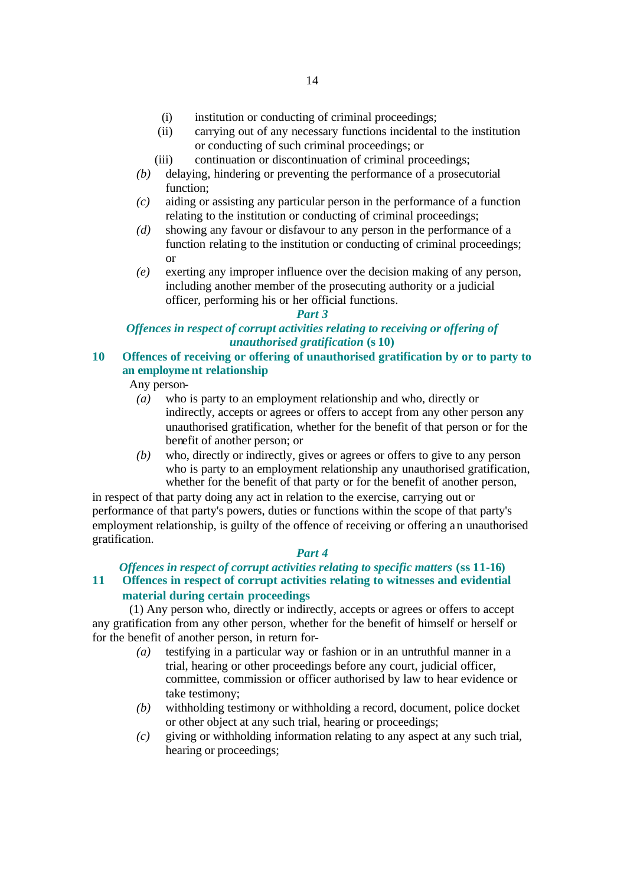(i) institution or conducting of criminal proceedings;

(ii) carrying out of any necessary functions incidental to the institution or conducting of such criminal proceedings; or

(iii) continuation or discontinuation of criminal proceedings;

*(b)* delaying, hindering or preventing the performance of a prosecutorial function;

*(c)* aiding or assisting any particular person in the performance of a function relating to the institution or conducting of criminal proceedings;

*(d)* showing any favour or disfavour to any person in the performance of a function relating to the institution or conducting of criminal proceedings; or

*(e)* exerting any improper influence over the decision making of any person, including another member of the prosecuting authority or a judicial officer, performing his or her official functions.

### *Part 3*

### *Offences in respect of corrupt activities relating to receiving or offering of unauthorised gratification* (s 10)

**10 Offences of receiving or offering of unauthorised gratification by or to party to an employment relationship**

Any person-

*(a)* who is party to an employment relationship and who, directly or indirectly, accepts or agrees or offers to accept from any other person any unauthorised gratification, whether for the benefit of that person or for the benefit of another person; or

*(b)* who, directly or indirectly, gives or agrees or offers to give to any person who is party to an employment relationship any unauthorised gratification, whether for the benefit of that party or for the benefit of another person,

in respect of that party doing any act in relation to the exercise, carrying out or performance of that party's powers, duties or functions within the scope of that party's employment relationship, is guilty of the offence of receiving or offering an unauthorised gratification.

### *Part 4*

### *Offences in respect of corrupt activities relating to specific matters* (ss 11-16)

**11 Offences in respect of corrupt activities relating to witnesses and evidential material during certain proceedings**

(1) Any person who, directly or indirectly, accepts or agrees or offers to accept any gratification from any other person, whether for the benefit of himself or herself or for the benefit of another person, in return for-

*(a)* testifying in a particular way or fashion or in an untruthful manner in a trial, hearing or other proceedings before any court, judicial officer, committee, commission or officer authorised by law to hear evidence or take testimony;

*(b)* withholding testimony or withholding a record, document, police docket or other object at any such trial, hearing or proceedings;

*(c)* giving or withholding information relating to any aspect at any such trial, hearing or proceedings;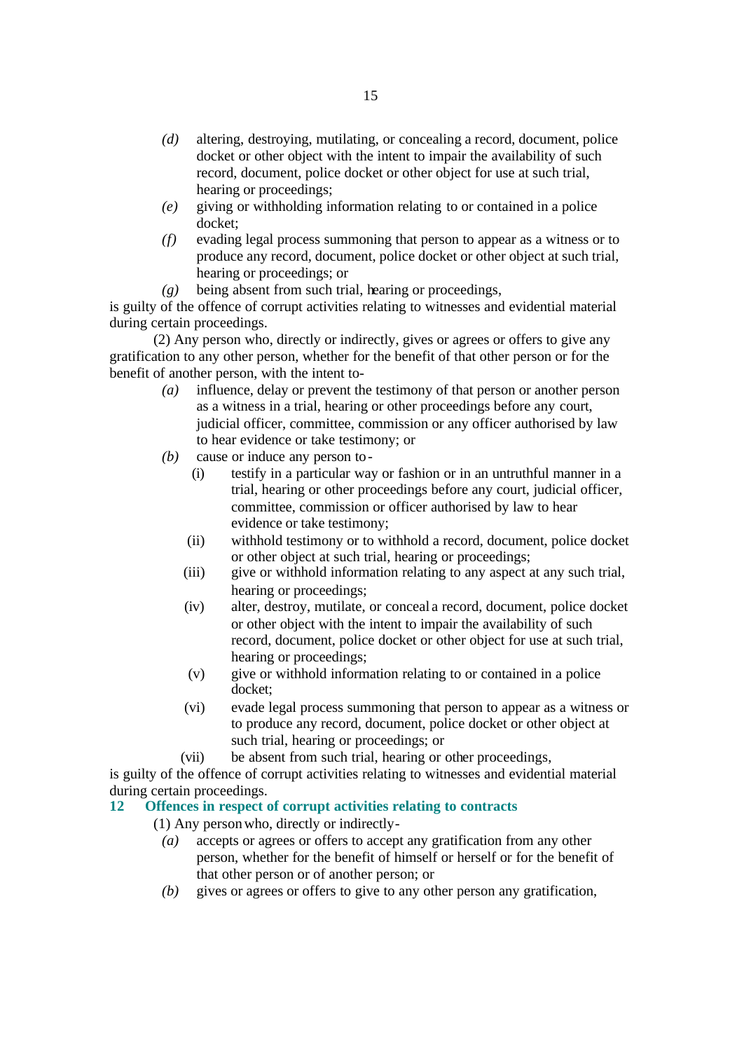*(d)* altering, destroying, mutilating, or concealing a record, document, police docket or other object with the intent to impair the availability of such record, document, police docket or other object for use at such trial, hearing or proceedings;

*(e)* giving or withholding information relating to or contained in a police docket;

*(f)* evading legal process summoning that person to appear as a witness or to produce any record, document, police docket or other object at such trial, hearing or proceedings; or

*(g)* being absent from such trial, hearing or proceedings,

is guilty of the offence of corrupt activities relating to witnesses and evidential material during certain proceedings.

(2) Any person who, directly or indirectly, gives or agrees or offers to give any gratification to any other person, whether for the benefit of that other person or for the benefit of another person, with the intent to-

*(a)* influence, delay or prevent the testimony of that person or another person as a witness in a trial, hearing or other proceedings before any court, judicial officer, committee, commission or any officer authorised by law to hear evidence or take testimony; or

*(b)* cause or induce any person to-

(i) testify in a particular way or fashion or in an untruthful manner in a trial, hearing or other proceedings before any court, judicial officer, committee, commission or officer authorised by law to hear evidence or take testimony;

(ii) withhold testimony or to withhold a record, document, police docket or other object at such trial, hearing or proceedings;

(iii) give or withhold information relating to any aspect at any such trial, hearing or proceedings;

(iv) alter, destroy, mutilate, or conceal a record, document, police docket or other object with the intent to impair the availability of such record, document, police docket or other object for use at such trial, hearing or proceedings;

(v) give or withhold information relating to or contained in a police docket;

(vi) evade legal process summoning that person to appear as a witness or to produce any record, document, police docket or other object at such trial, hearing or proceedings; or

(vii) be absent from such trial, hearing or other proceedings,

is guilty of the offence of corrupt activities relating to witnesses and evidential material during certain proceedings.

## 12 Offences in respect of corrupt activities relating to contracts

(1) Any person who, directly or indirectly-

*(a)* accepts or agrees or offers to accept any gratification from any other person, whether for the benefit of himself or herself or for the benefit of that other person or of another person; or

*(b)* gives or agrees or offers to give to any other person any gratification,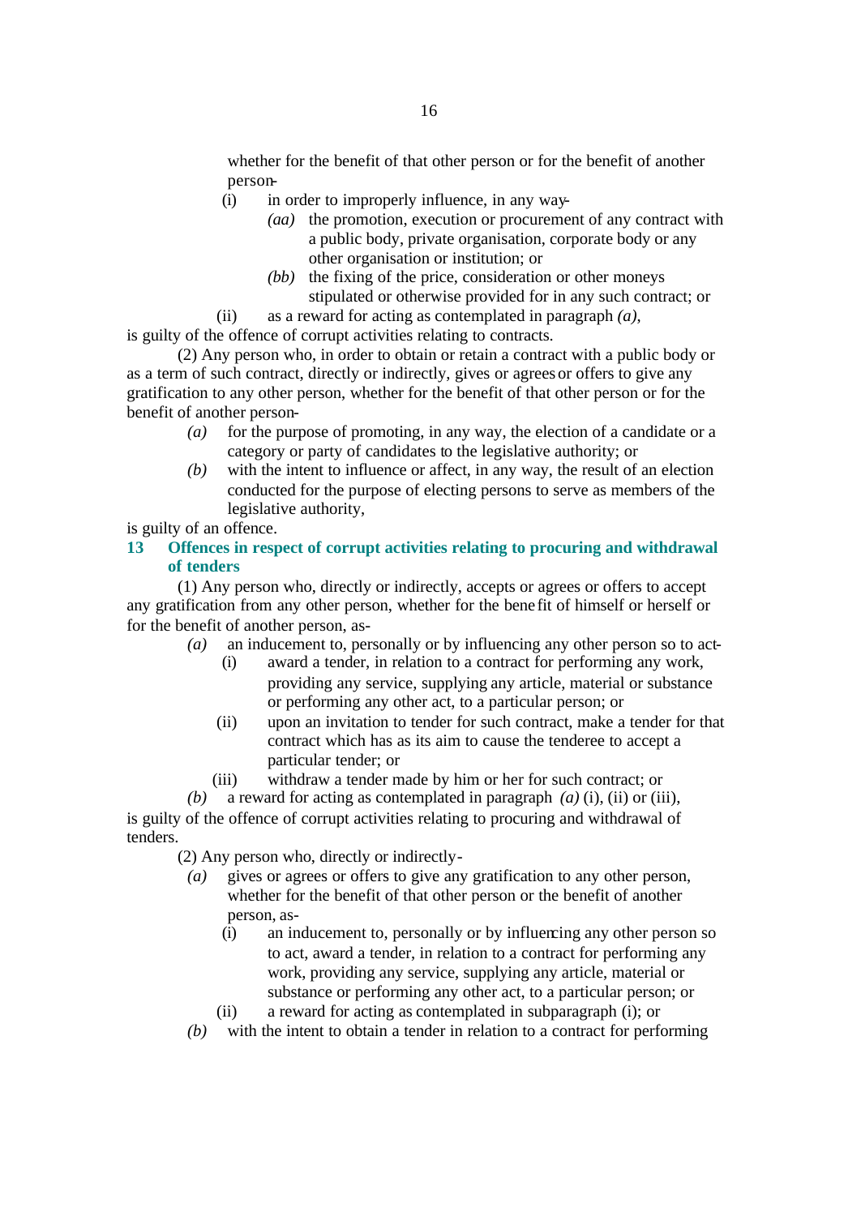whether for the benefit of that other person or for the benefit of another person-

(i) in order to improperly influence, in any way-

*(aa)* the promotion, execution or procurement of any contract with a public body, private organisation, corporate body or any other organisation or institution; or

*(bb)* the fixing of the price, consideration or other moneys stipulated or otherwise provided for in any such contract; or

(ii) as a reward for acting as contemplated in paragraph *(a)*,

is guilty of the offence of corrupt activities relating to contracts.

(2) Any person who, in order to obtain or retain a contract with a public body or as a term of such contract, directly or indirectly, gives or agrees or offers to give any gratification to any other person, whether for the benefit of that other person or for the benefit of another person-

*(a)* for the purpose of promoting, in any way, the election of a candidate or a category or party of candidates to the legislative authority; or

*(b)* with the intent to influence or affect, in any way, the result of an election conducted for the purpose of electing persons to serve as members of the legislative authority,

is guilty of an offence.

## 13 Offences in respect of corrupt activities relating to procuring and withdrawal of tenders

(1) Any person who, directly or indirectly, accepts or agrees or offers to accept any gratification from any other person, whether for the benefit of himself or herself or for the benefit of another person, as-

*(a)* an inducement to, personally or by influencing any other person so to act-

(i) award a tender, in relation to a contract for performing any work, providing any service, supplying any article, material or substance or performing any other act, to a particular person; or

(ii) upon an invitation to tender for such contract, make a tender for that contract which has as its aim to cause the tenderee to accept a particular tender; or

(iii) withdraw a tender made by him or her for such contract; or

*(b)* a reward for acting as contemplated in paragraph *(a)* (i), (ii) or (iii),

is guilty of the offence of corrupt activities relating to procuring and withdrawal of tenders.

(2) Any person who, directly or indirectly-

*(a)* gives or agrees or offers to give any gratification to any other person, whether for the benefit of that other person or the benefit of another person, as-

(i) an inducement to, personally or by influencing any other person so to act, award a tender, in relation to a contract for performing any work, providing any service, supplying any article, material or substance or performing any other act, to a particular person; or

(ii) a reward for acting as contemplated in subparagraph (i); or

*(b)* with the intent to obtain a tender in relation to a contract for performing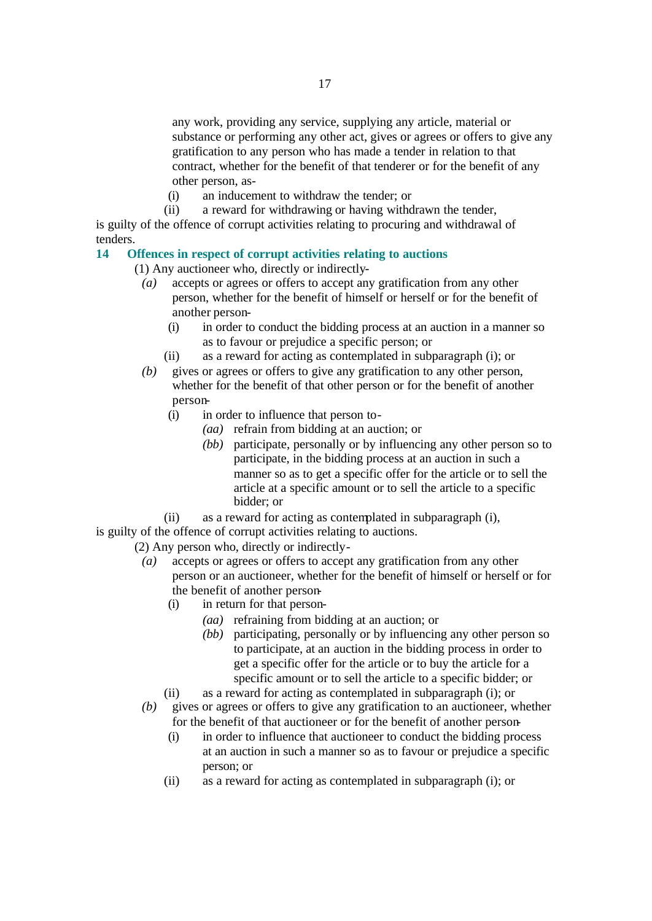any work, providing any service, supplying any article, material or substance or performing any other act, gives or agrees or offers to give any gratification to any person who has made a tender in relation to that contract, whether for the benefit of that tenderer or for the benefit of any other person, as-

(i) an inducement to withdraw the tender; or

(ii) a reward for withdrawing or having withdrawn the tender,

is guilty of the offence of corrupt activities relating to procuring and withdrawal of tenders.

## 14 Offences in respect of corrupt activities relating to auctions

(1) Any auctioneer who, directly or indirectly-

*(a)* accepts or agrees or offers to accept any gratification from any other person, whether for the benefit of himself or herself or for the benefit of another person-

(i) in order to conduct the bidding process at an auction in a manner so as to favour or prejudice a specific person; or

(ii) as a reward for acting as contemplated in subparagraph (i); or

*(b)* gives or agrees or offers to give any gratification to any other person, whether for the benefit of that other person or for the benefit of another person-

(i) in order to influence that person to-

*(aa)* refrain from bidding at an auction; or

*(bb)* participate, personally or by influencing any other person so to participate, in the bidding process at an auction in such a manner so as to get a specific offer for the article or to sell the article at a specific amount or to sell the article to a specific bidder; or

(ii) as a reward for acting as contemplated in subparagraph (i),

is guilty of the offence of corrupt activities relating to auctions.

(2) Any person who, directly or indirectly-

*(a)* accepts or agrees or offers to accept any gratification from any other person or an auctioneer, whether for the benefit of himself or herself or for the benefit of another person-

(i) in return for that person-

*(aa)* refraining from bidding at an auction; or

*(bb)* participating, personally or by influencing any other person so to participate, at an auction in the bidding process in order to get a specific offer for the article or to buy the article for a specific amount or to sell the article to a specific bidder; or

(ii) as a reward for acting as contemplated in subparagraph (i); or

*(b)* gives or agrees or offers to give any gratification to an auctioneer, whether for the benefit of that auctioneer or for the benefit of another person-

(i) in order to influence that auctioneer to conduct the bidding process at an auction in such a manner so as to favour or prejudice a specific person; or

(ii) as a reward for acting as contemplated in subparagraph (i); or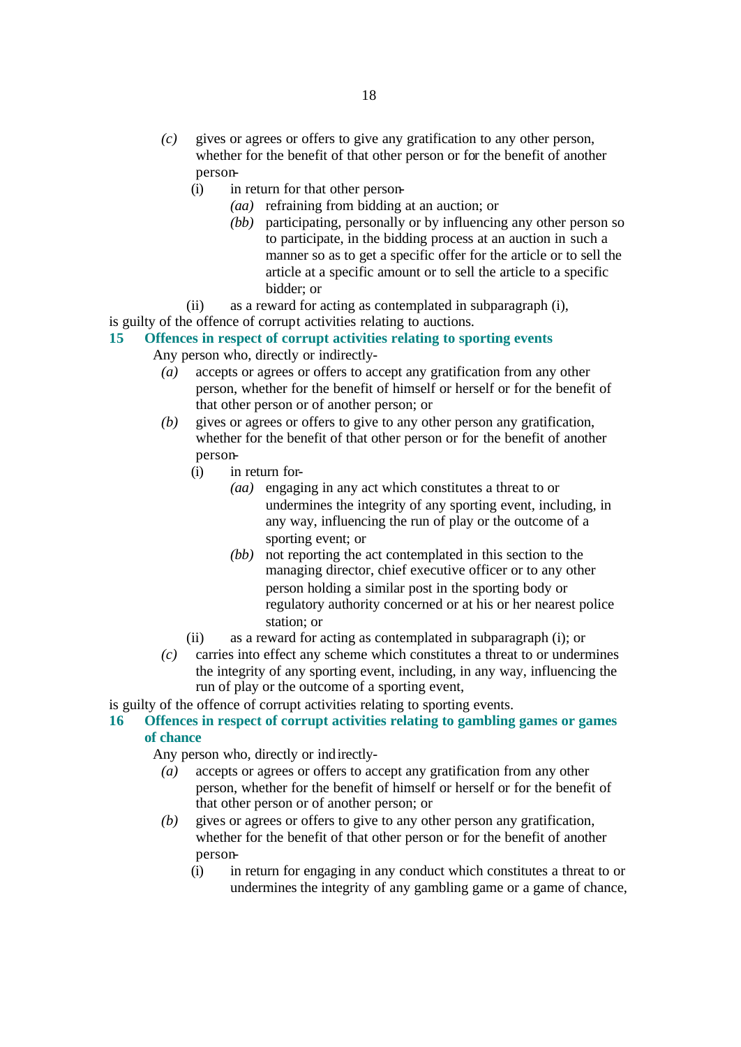*(c)* gives or agrees or offers to give any gratification to any other person, whether for the benefit of that other person or for the benefit of another person-

(i) in return for that other person-

*(aa)* refraining from bidding at an auction; or

*(bb)* participating, personally or by influencing any other person so to participate, in the bidding process at an auction in such a manner so as to get a specific offer for the article or to sell the article at a specific amount or to sell the article to a specific bidder; or

(ii) as a reward for acting as contemplated in subparagraph (i),

is guilty of the offence of corrupt activities relating to auctions.

**15 Offences in respect of corrupt activities relating to sporting events**

Any person who, directly or indirectly-

*(a)* accepts or agrees or offers to accept any gratification from any other person, whether for the benefit of himself or herself or for the benefit of that other person or of another person; or

*(b)* gives or agrees or offers to give to any other person any gratification, whether for the benefit of that other person or for the benefit of another person-

(i) in return for-

*(aa)* engaging in any act which constitutes a threat to or undermines the integrity of any sporting event, including, in any way, influencing the run of play or the outcome of a sporting event; or

*(bb)* not reporting the act contemplated in this section to the managing director, chief executive officer or to any other person holding a similar post in the sporting body or regulatory authority concerned or at his or her nearest police station; or

(ii) as a reward for acting as contemplated in subparagraph (i); or

*(c)* carries into effect any scheme which constitutes a threat to or undermines the integrity of any sporting event, including, in any way, influencing the run of play or the outcome of a sporting event,

is guilty of the offence of corrupt activities relating to sporting events.

**16 Offences in respect of corrupt activities relating to gambling games or games of chance**

Any person who, directly or indirectly-

*(a)* accepts or agrees or offers to accept any gratification from any other person, whether for the benefit of himself or herself or for the benefit of that other person or of another person; or

*(b)* gives or agrees or offers to give to any other person any gratification, whether for the benefit of that other person or for the benefit of another person-

(i) in return for engaging in any conduct which constitutes a threat to or undermines the integrity of any gambling game or a game of chance,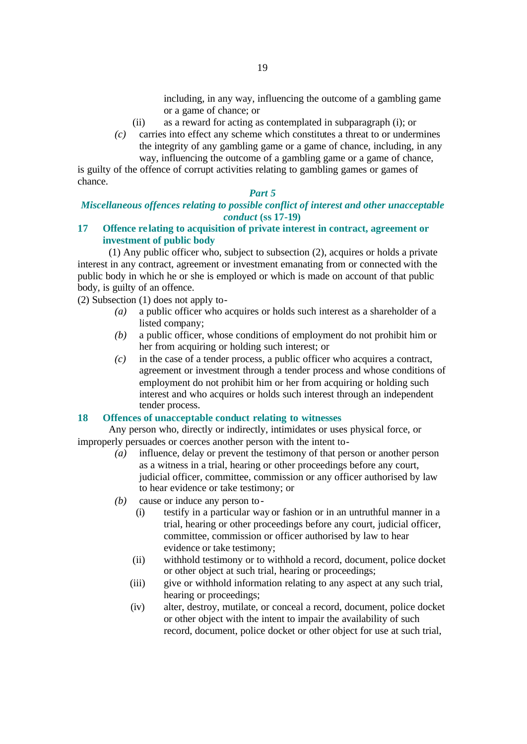including, in any way, influencing the outcome of a gambling game or a game of chance; or

(ii) as a reward for acting as contemplated in subparagraph (i); or

*(c)* carries into effect any scheme which constitutes a threat to or undermines the integrity of any gambling game or a game of chance, including, in any way, influencing the outcome of a gambling game or a game of chance,

is guilty of the offence of corrupt activities relating to gambling games or games of chance.

## *Part 5*

## *Miscellaneous offences relating to possible conflict of interest and other unacceptable conduct* (ss 17-19)

### 17 Offence relating to acquisition of private interest in contract, agreement or investment of public body

(1) Any public officer who, subject to subsection (2), acquires or holds a private interest in any contract, agreement or investment emanating from or connected with the public body in which he or she is employed or which is made on account of that public body, is guilty of an offence.

(2) Subsection (1) does not apply to-

*(a)* a public officer who acquires or holds such interest as a shareholder of a listed company;

*(b)* a public officer, whose conditions of employment do not prohibit him or her from acquiring or holding such interest; or

*(c)* in the case of a tender process, a public officer who acquires a contract, agreement or investment through a tender process and whose conditions of employment do not prohibit him or her from acquiring or holding such interest and who acquires or holds such interest through an independent tender process.

### 18 Offences of unacceptable conduct relating to witnesses

Any person who, directly or indirectly, intimidates or uses physical force, or improperly persuades or coerces another person with the intent to-

*(a)* influence, delay or prevent the testimony of that person or another person as a witness in a trial, hearing or other proceedings before any court, judicial officer, committee, commission or any officer authorised by law to hear evidence or take testimony; or

*(b)* cause or induce any person to-

(i) testify in a particular way or fashion or in an untruthful manner in a trial, hearing or other proceedings before any court, judicial officer, committee, commission or officer authorised by law to hear evidence or take testimony;

(ii) withhold testimony or to withhold a record, document, police docket or other object at such trial, hearing or proceedings;

(iii) give or withhold information relating to any aspect at any such trial, hearing or proceedings;

(iv) alter, destroy, mutilate, or conceal a record, document, police docket or other object with the intent to impair the availability of such record, document, police docket or other object for use at such trial,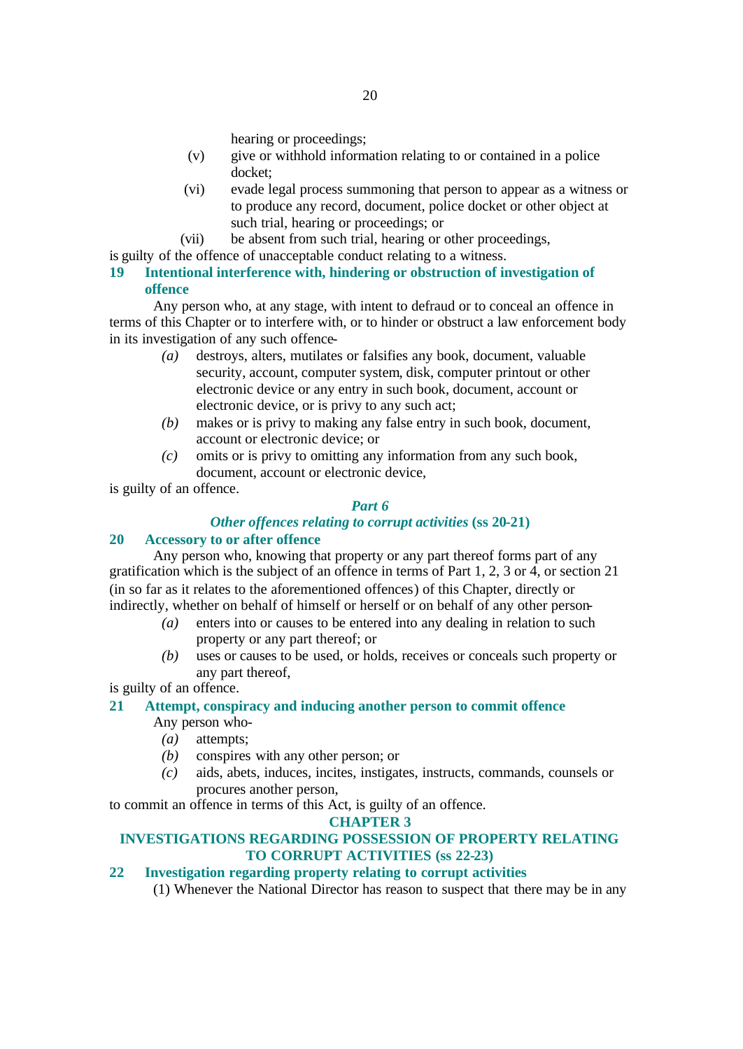hearing or proceedings;

(v) give or withhold information relating to or contained in a police docket;

(vi) evade legal process summoning that person to appear as a witness or to produce any record, document, police docket or other object at such trial, hearing or proceedings; or

(vii) be absent from such trial, hearing or other proceedings,

is guilty of the offence of unacceptable conduct relating to a witness.

### 19 Intentional interference with, hindering or obstruction of investigation of offence

Any person who, at any stage, with intent to defraud or to conceal an offence in terms of this Chapter or to interfere with, or to hinder or obstruct a law enforcement body in its investigation of any such offence-

*(a)* destroys, alters, mutilates or falsifies any book, document, valuable security, account, computer system, disk, computer printout or other electronic device or any entry in such book, document, account or electronic device, or is privy to any such act;

*(b)* makes or is privy to making any false entry in such book, document, account or electronic device; or

*(c)* omits or is privy to omitting any information from any such book, document, account or electronic device,

is guilty of an offence.

## *Part 6*

## *Other offences relating to corrupt activities* (ss 20-21)

### 20 Accessory to or after offence

Any person who, knowing that property or any part thereof forms part of any gratification which is the subject of an offence in terms of Part 1, 2, 3 or 4, or section 21 (in so far as it relates to the aforementioned offences) of this Chapter, directly or indirectly, whether on behalf of himself or herself or on behalf of any other person-

*(a)* enters into or causes to be entered into any dealing in relation to such property or any part thereof; or

*(b)* uses or causes to be used, or holds, receives or conceals such property or any part thereof,

is guilty of an offence.

### 21 Attempt, conspiracy and inducing another person to commit offence

Any person who-

*(a)* attempts;

*(b)* conspires with any other person; or

*(c)* aids, abets, induces, incites, instigates, instructs, commands, counsels or procures another person,

to commit an offence in terms of this Act, is guilty of an offence.

## CHAPTER 3

## INVESTIGATIONS REGARDING POSSESSION OF PROPERTY RELATING TO CORRUPT ACTIVITIES (ss 22-23)

### 22 Investigation regarding property relating to corrupt activities

(1) Whenever the National Director has reason to suspect that there may be in any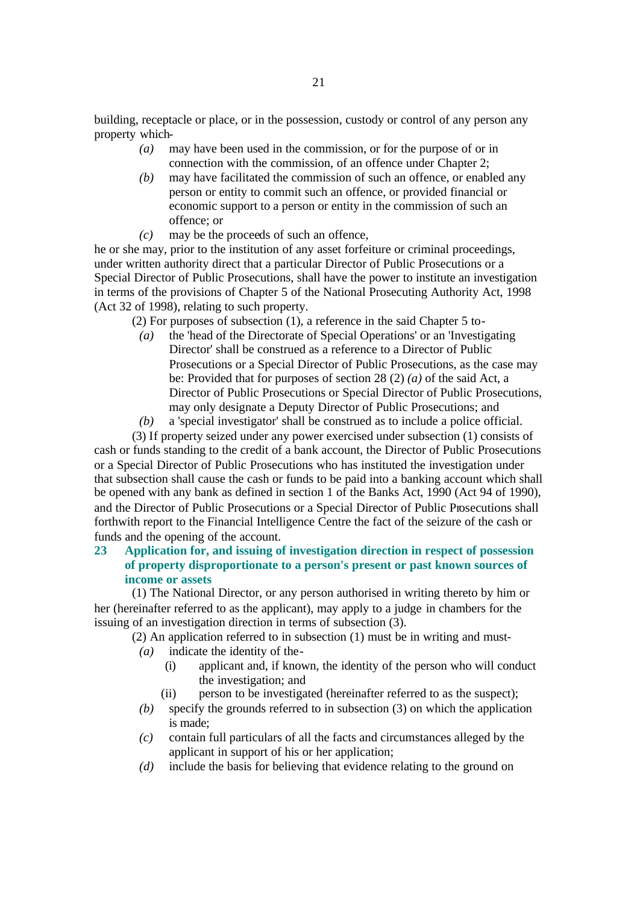building, receptacle or place, or in the possession, custody or control of any person any property which-

*(a)* may have been used in the commission, or for the purpose of or in connection with the commission, of an offence under Chapter 2;

*(b)* may have facilitated the commission of such an offence, or enabled any person or entity to commit such an offence, or provided financial or economic support to a person or entity in the commission of such an offence; or

*(c)* may be the proceeds of such an offence,

he or she may, prior to the institution of any asset forfeiture or criminal proceedings, under written authority direct that a particular Director of Public Prosecutions or a Special Director of Public Prosecutions, shall have the power to institute an investigation in terms of the provisions of Chapter 5 of the National Prosecuting Authority Act, 1998 (Act 32 of 1998), relating to such property.

(2) For purposes of subsection (1), a reference in the said Chapter 5 to-

*(a)* the 'head of the Directorate of Special Operations' or an 'Investigating Director' shall be construed as a reference to a Director of Public Prosecutions or a Special Director of Public Prosecutions, as the case may be: Provided that for purposes of section 28 (2) *(a)* of the said Act, a Director of Public Prosecutions or Special Director of Public Prosecutions, may only designate a Deputy Director of Public Prosecutions; and

*(b)* a 'special investigator' shall be construed as to include a police official.

(3) If property seized under any power exercised under subsection (1) consists of cash or funds standing to the credit of a bank account, the Director of Public Prosecutions or a Special Director of Public Prosecutions who has instituted the investigation under that subsection shall cause the cash or funds to be paid into a banking account which shall be opened with any bank as defined in section 1 of the Banks Act, 1990 (Act 94 of 1990), and the Director of Public Prosecutions or a Special Director of Public Prosecutions shall forthwith report to the Financial Intelligence Centre the fact of the seizure of the cash or funds and the opening of the account.

### 23 Application for, and issuing of investigation direction in respect of possession of property disproportionate to a person's present or past known sources of income or assets

(1) The National Director, or any person authorised in writing thereto by him or her (hereinafter referred to as the applicant), may apply to a judge in chambers for the issuing of an investigation direction in terms of subsection (3).

(2) An application referred to in subsection (1) must be in writing and must-

*(a)* indicate the identity of the-

(i) applicant and, if known, the identity of the person who will conduct the investigation; and

(ii) person to be investigated (hereinafter referred to as the suspect);

*(b)* specify the grounds referred to in subsection (3) on which the application is made;

*(c)* contain full particulars of all the facts and circumstances alleged by the applicant in support of his or her application;

*(d)* include the basis for believing that evidence relating to the ground on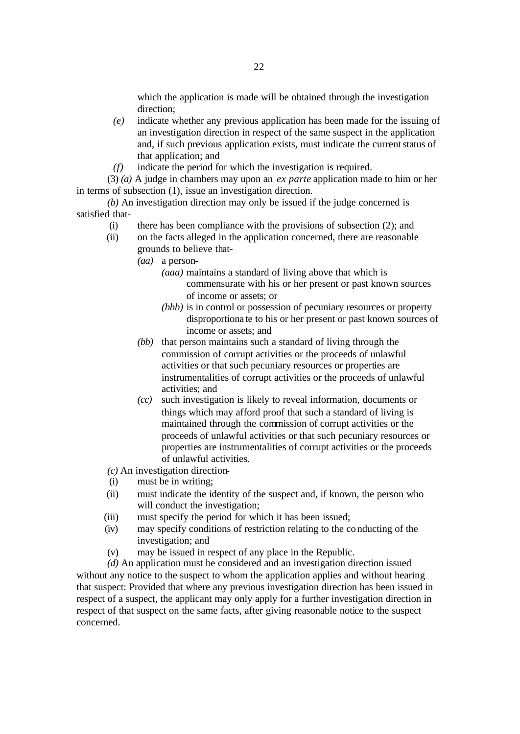which the application is made will be obtained through the investigation direction;

*(e)* indicate whether any previous application has been made for the issuing of an investigation direction in respect of the same suspect in the application and, if such previous application exists, must indicate the current status of that application; and

*(f)* indicate the period for which the investigation is required.

(3) *(a)* A judge in chambers may upon an *ex parte* application made to him or her in terms of subsection (1), issue an investigation direction.

*(b)* An investigation direction may only be issued if the judge concerned is satisfied that-

(i) there has been compliance with the provisions of subsection (2); and

(ii) on the facts alleged in the application concerned, there are reasonable grounds to believe that-

*(aa)* a person-

*(aaa)* maintains a standard of living above that which is commensurate with his or her present or past known sources of income or assets; or

*(bbb)* is in control or possession of pecuniary resources or property disproportionate to his or her present or past known sources of income or assets; and

*(bb)* that person maintains such a standard of living through the commission of corrupt activities or the proceeds of unlawful activities or that such pecuniary resources or properties are instrumentalities of corrupt activities or the proceeds of unlawful activities; and

*(cc)* such investigation is likely to reveal information, documents or things which may afford proof that such a standard of living is maintained through the commission of corrupt activities or the proceeds of unlawful activities or that such pecuniary resources or properties are instrumentalities of corrupt activities or the proceeds of unlawful activities.

*(c)* An investigation direction-

(i) must be in writing;

(ii) must indicate the identity of the suspect and, if known, the person who will conduct the investigation;

(iii) must specify the period for which it has been issued;

(iv) may specify conditions of restriction relating to the conducting of the investigation; and

(v) may be issued in respect of any place in the Republic.

*(d)* An application must be considered and an investigation direction issued without any notice to the suspect to whom the application applies and without hearing that suspect: Provided that where any previous investigation direction has been issued in respect of a suspect, the applicant may only apply for a further investigation direction in respect of that suspect on the same facts, after giving reasonable notice to the suspect concerned.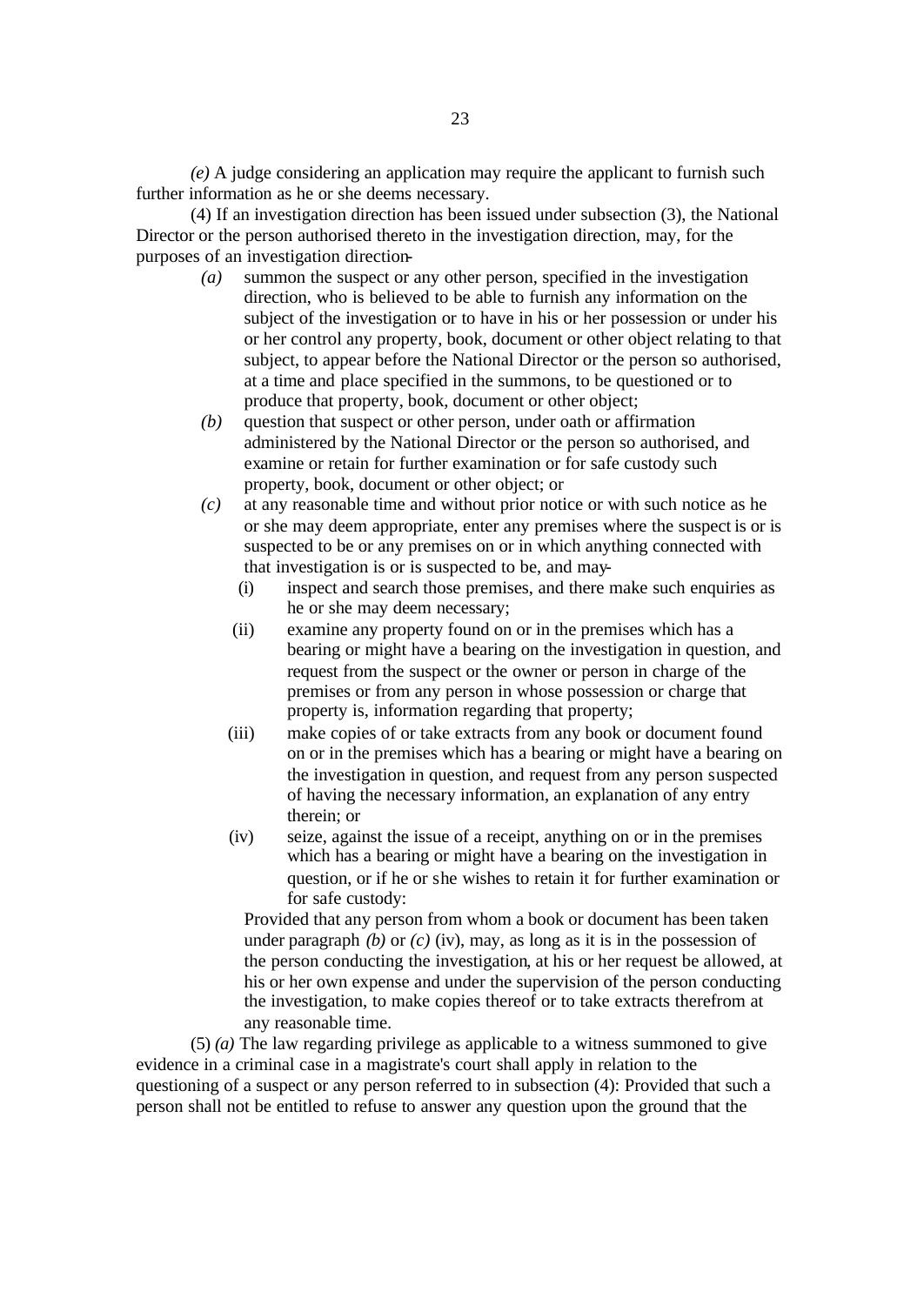*(e)* A judge considering an application may require the applicant to furnish such further information as he or she deems necessary.

(4) If an investigation direction has been issued under subsection (3), the National Director or the person authorised thereto in the investigation direction, may, for the purposes of an investigation direction-

*(a)* summon the suspect or any other person, specified in the investigation direction, who is believed to be able to furnish any information on the subject of the investigation or to have in his or her possession or under his or her control any property, book, document or other object relating to that subject, to appear before the National Director or the person so authorised, at a time and place specified in the summons, to be questioned or to produce that property, book, document or other object;

*(b)* question that suspect or other person, under oath or affirmation administered by the National Director or the person so authorised, and examine or retain for further examination or for safe custody such property, book, document or other object; or

*(c)* at any reasonable time and without prior notice or with such notice as he or she may deem appropriate, enter any premises where the suspect is or is suspected to be or any premises on or in which anything connected with that investigation is or is suspected to be, and may-

(i) inspect and search those premises, and there make such enquiries as he or she may deem necessary;

(ii) examine any property found on or in the premises which has a bearing or might have a bearing on the investigation in question, and request from the suspect or the owner or person in charge of the premises or from any person in whose possession or charge that property is, information regarding that property;

(iii) make copies of or take extracts from any book or document found on or in the premises which has a bearing or might have a bearing on the investigation in question, and request from any person suspected of having the necessary information, an explanation of any entry therein; or

(iv) seize, against the issue of a receipt, anything on or in the premises which has a bearing or might have a bearing on the investigation in question, or if he or she wishes to retain it for further examination or for safe custody:

Provided that any person from whom a book or document has been taken under paragraph *(b)* or *(c)* (iv), may, as long as it is in the possession of the person conducting the investigation, at his or her request be allowed, at his or her own expense and under the supervision of the person conducting the investigation, to make copies thereof or to take extracts therefrom at any reasonable time.

(5) *(a)* The law regarding privilege as applicable to a witness summoned to give evidence in a criminal case in a magistrate's court shall apply in relation to the questioning of a suspect or any person referred to in subsection (4): Provided that such a person shall not be entitled to refuse to answer any question upon the ground that the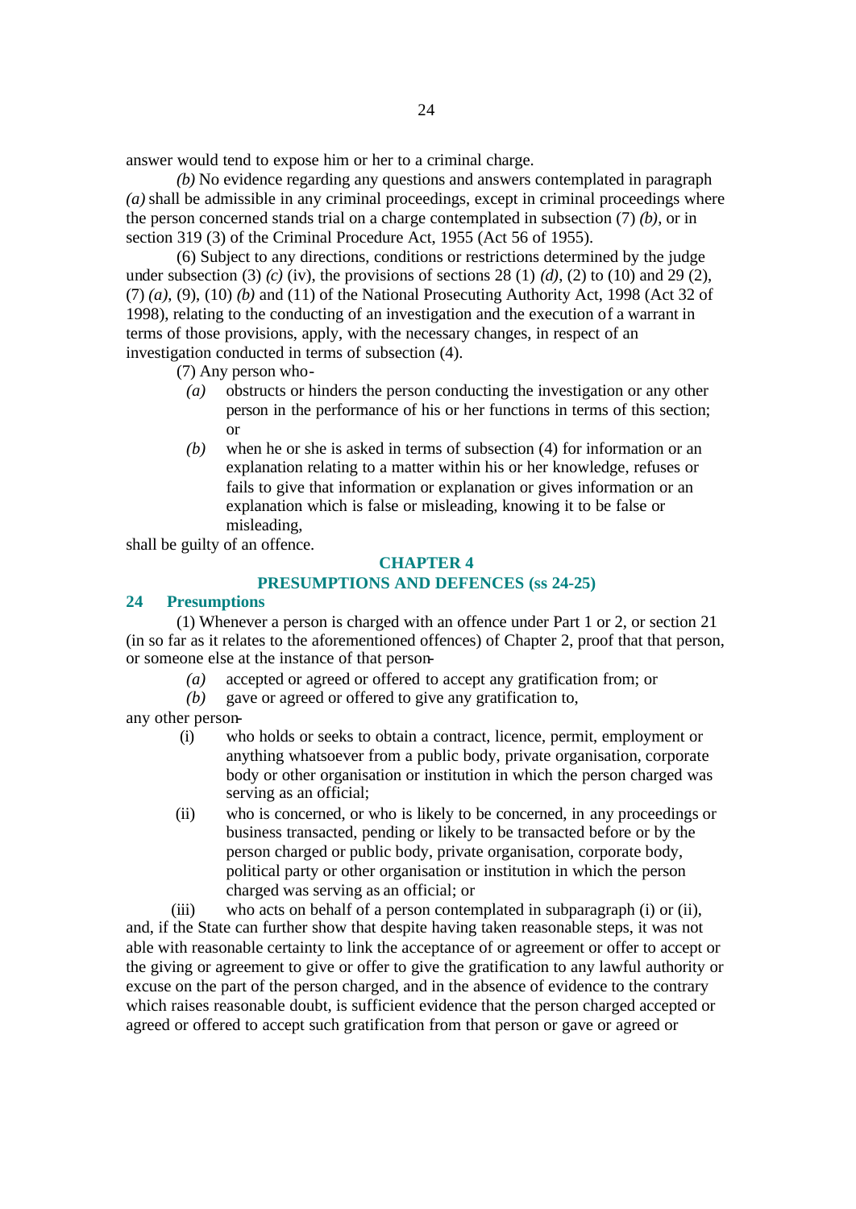answer would tend to expose him or her to a criminal charge.

*(b)* No evidence regarding any questions and answers contemplated in paragraph *(a)* shall be admissible in any criminal proceedings, except in criminal proceedings where the person concerned stands trial on a charge contemplated in subsection (7) *(b)*, or in section 319 (3) of the Criminal Procedure Act, 1955 (Act 56 of 1955).

(6) Subject to any directions, conditions or restrictions determined by the judge under subsection (3) *(c)* (iv), the provisions of sections 28 (1) *(d)*, (2) to (10) and 29 (2), (7) *(a)*, (9), (10) *(b)* and (11) of the National Prosecuting Authority Act, 1998 (Act 32 of 1998), relating to the conducting of an investigation and the execution of a warrant in terms of those provisions, apply, with the necessary changes, in respect of an investigation conducted in terms of subsection (4).

(7) Any person who-

*(a)* obstructs or hinders the person conducting the investigation or any other person in the performance of his or her functions in terms of this section; or

*(b)* when he or she is asked in terms of subsection (4) for information or an explanation relating to a matter within his or her knowledge, refuses or fails to give that information or explanation or gives information or an explanation which is false or misleading, knowing it to be false or misleading,

shall be guilty of an offence.

## CHAPTER 4
## PRESUMPTIONS AND DEFENCES (ss 24-25)

### 24 Presumptions

(1) Whenever a person is charged with an offence under Part 1 or 2, or section 21 (in so far as it relates to the aforementioned offences) of Chapter 2, proof that that person, or someone else at the instance of that person-

*(a)* accepted or agreed or offered to accept any gratification from; or

*(b)* gave or agreed or offered to give any gratification to,

any other person-

(i) who holds or seeks to obtain a contract, licence, permit, employment or anything whatsoever from a public body, private organisation, corporate body or other organisation or institution in which the person charged was serving as an official;

(ii) who is concerned, or who is likely to be concerned, in any proceedings or business transacted, pending or likely to be transacted before or by the person charged or public body, private organisation, corporate body, political party or other organisation or institution in which the person charged was serving as an official; or

(iii) who acts on behalf of a person contemplated in subparagraph (i) or (ii),

and, if the State can further show that despite having taken reasonable steps, it was not able with reasonable certainty to link the acceptance of or agreement or offer to accept or the giving or agreement to give or offer to give the gratification to any lawful authority or excuse on the part of the person charged, and in the absence of evidence to the contrary which raises reasonable doubt, is sufficient evidence that the person charged accepted or agreed or offered to accept such gratification from that person or gave or agreed or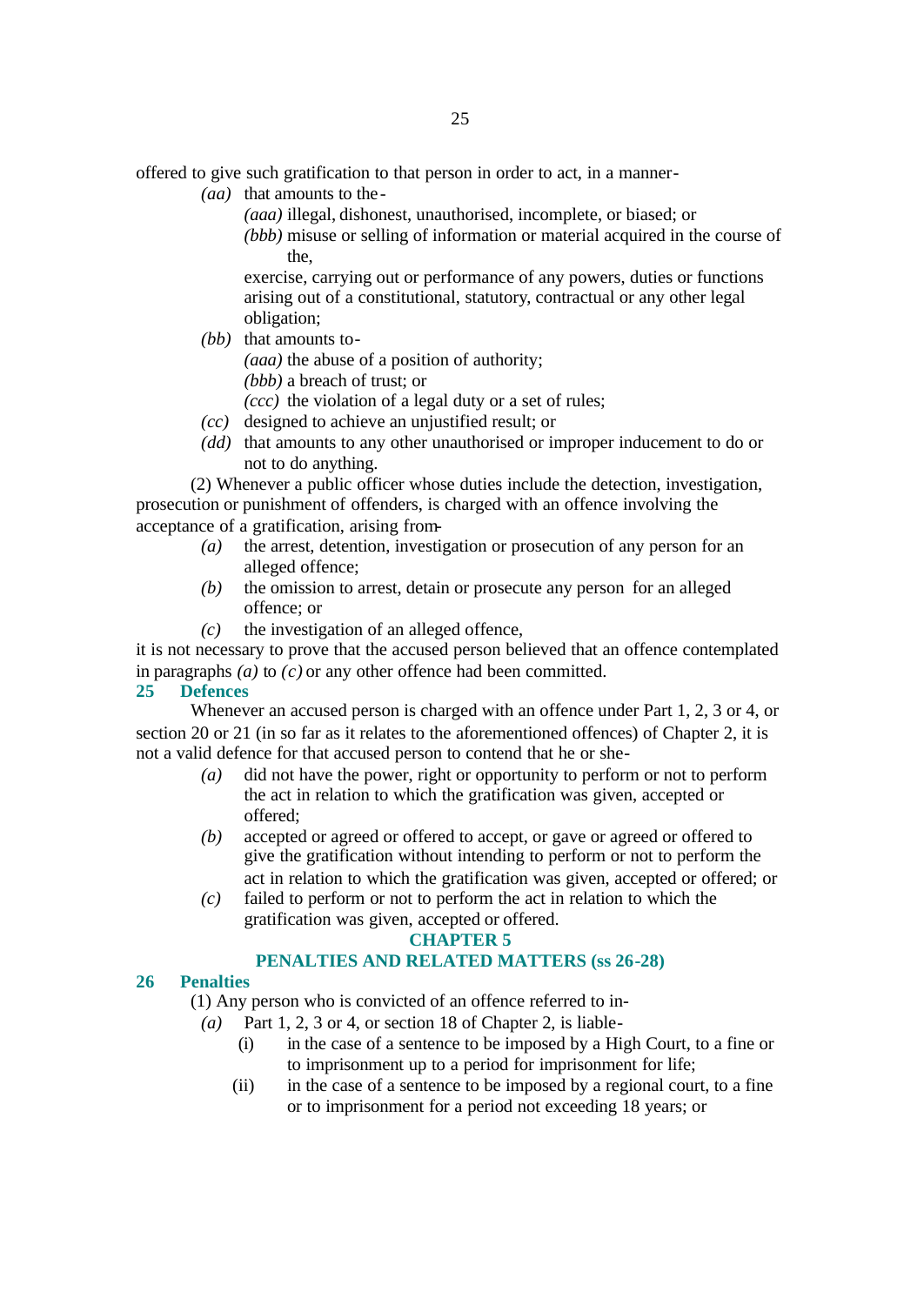offered to give such gratification to that person in order to act, in a manner-

*(aa)* that amounts to the-

*(aaa)* illegal, dishonest, unauthorised, incomplete, or biased; or

*(bbb)* misuse or selling of information or material acquired in the course of the,

exercise, carrying out or performance of any powers, duties or functions arising out of a constitutional, statutory, contractual or any other legal obligation;

*(bb)* that amounts to-

*(aaa)* the abuse of a position of authority;

*(bbb)* a breach of trust; or

*(ccc)* the violation of a legal duty or a set of rules;

*(cc)* designed to achieve an unjustified result; or

*(dd)* that amounts to any other unauthorised or improper inducement to do or not to do anything.

(2) Whenever a public officer whose duties include the detection, investigation, prosecution or punishment of offenders, is charged with an offence involving the acceptance of a gratification, arising from-

*(a)* the arrest, detention, investigation or prosecution of any person for an alleged offence;

*(b)* the omission to arrest, detain or prosecute any person for an alleged offence; or

*(c)* the investigation of an alleged offence,

it is not necessary to prove that the accused person believed that an offence contemplated in paragraphs *(a)* to *(c)* or any other offence had been committed.

### 25 Defences

Whenever an accused person is charged with an offence under Part 1, 2, 3 or 4, or section 20 or 21 (in so far as it relates to the aforementioned offences) of Chapter 2, it is not a valid defence for that accused person to contend that he or she-

*(a)* did not have the power, right or opportunity to perform or not to perform the act in relation to which the gratification was given, accepted or offered;

*(b)* accepted or agreed or offered to accept, or gave or agreed or offered to give the gratification without intending to perform or not to perform the act in relation to which the gratification was given, accepted or offered; or

*(c)* failed to perform or not to perform the act in relation to which the gratification was given, accepted or offered.

## CHAPTER 5
## PENALTIES AND RELATED MATTERS (ss 26-28)

### 26 Penalties

(1) Any person who is convicted of an offence referred to in-

*(a)* Part 1, 2, 3 or 4, or section 18 of Chapter 2, is liable-

(i) in the case of a sentence to be imposed by a High Court, to a fine or to imprisonment up to a period for imprisonment for life;

(ii) in the case of a sentence to be imposed by a regional court, to a fine or to imprisonment for a period not exceeding 18 years; or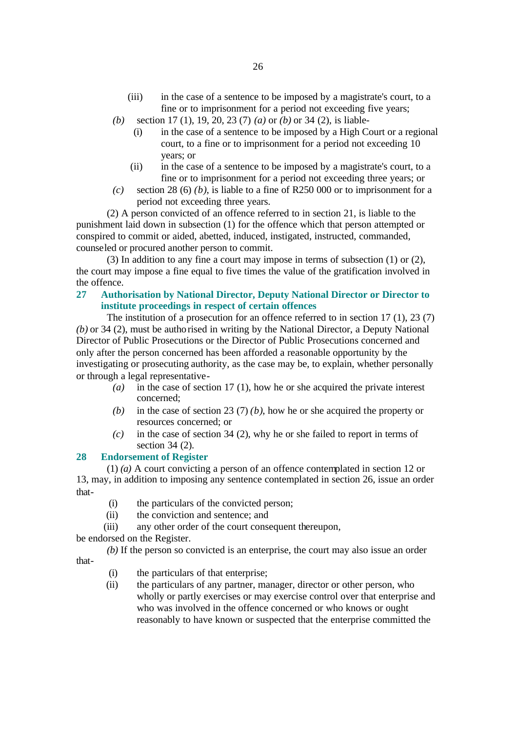(iii) in the case of a sentence to be imposed by a magistrate's court, to a fine or to imprisonment for a period not exceeding five years;

*(b)* section 17 (1), 19, 20, 23 (7) *(a)* or *(b)* or 34 (2), is liable-

(i) in the case of a sentence to be imposed by a High Court or a regional court, to a fine or to imprisonment for a period not exceeding 10 years; or

(ii) in the case of a sentence to be imposed by a magistrate's court, to a fine or to imprisonment for a period not exceeding three years; or

*(c)* section 28 (6) *(b)*, is liable to a fine of R250 000 or to imprisonment for a period not exceeding three years.

(2) A person convicted of an offence referred to in section 21, is liable to the punishment laid down in subsection (1) for the offence which that person attempted or conspired to commit or aided, abetted, induced, instigated, instructed, commanded, counseled or procured another person to commit.

(3) In addition to any fine a court may impose in terms of subsection (1) or (2), the court may impose a fine equal to five times the value of the gratification involved in the offence.

### 27 Authorisation by National Director, Deputy National Director or Director to institute proceedings in respect of certain offences

The institution of a prosecution for an offence referred to in section 17 (1), 23 (7) *(b)* or 34 (2), must be authorised in writing by the National Director, a Deputy National Director of Public Prosecutions or the Director of Public Prosecutions concerned and only after the person concerned has been afforded a reasonable opportunity by the investigating or prosecuting authority, as the case may be, to explain, whether personally or through a legal representative-

*(a)* in the case of section 17 (1), how he or she acquired the private interest concerned;

*(b)* in the case of section 23 (7) *(b)*, how he or she acquired the property or resources concerned; or

*(c)* in the case of section 34 (2), why he or she failed to report in terms of section 34 (2).

### 28 Endorsement of Register

(1) *(a)* A court convicting a person of an offence contemplated in section 12 or 13, may, in addition to imposing any sentence contemplated in section 26, issue an order that-

(i) the particulars of the convicted person;

(ii) the conviction and sentence; and

(iii) any other order of the court consequent thereupon,

be endorsed on the Register.

*(b)* If the person so convicted is an enterprise, the court may also issue an order that-

(i) the particulars of that enterprise;

(ii) the particulars of any partner, manager, director or other person, who wholly or partly exercises or may exercise control over that enterprise and who was involved in the offence concerned or who knows or ought reasonably to have known or suspected that the enterprise committed the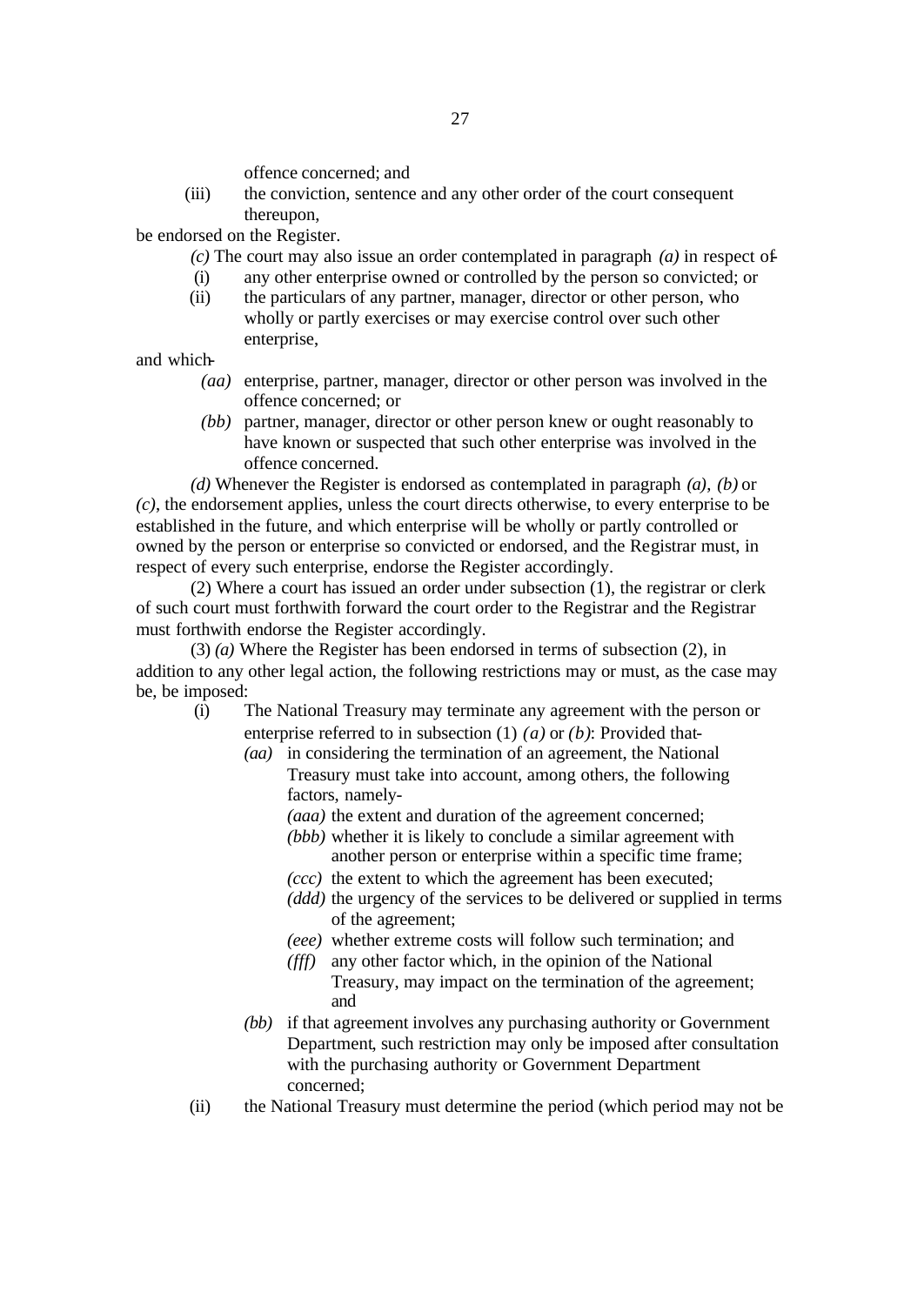offence concerned; and

(iii) the conviction, sentence and any other order of the court consequent thereupon,

be endorsed on the Register.

*(c)* The court may also issue an order contemplated in paragraph *(a)* in respect of-

(i) any other enterprise owned or controlled by the person so convicted; or

(ii) the particulars of any partner, manager, director or other person, who wholly or partly exercises or may exercise control over such other enterprise,

and which-

*(aa)* enterprise, partner, manager, director or other person was involved in the offence concerned; or

*(bb)* partner, manager, director or other person knew or ought reasonably to have known or suspected that such other enterprise was involved in the offence concerned.

*(d)* Whenever the Register is endorsed as contemplated in paragraph *(a)*, *(b)* or *(c)*, the endorsement applies, unless the court directs otherwise, to every enterprise to be established in the future, and which enterprise will be wholly or partly controlled or owned by the person or enterprise so convicted or endorsed, and the Registrar must, in respect of every such enterprise, endorse the Register accordingly.

(2) Where a court has issued an order under subsection (1), the registrar or clerk of such court must forthwith forward the court order to the Registrar and the Registrar must forthwith endorse the Register accordingly.

(3) *(a)* Where the Register has been endorsed in terms of subsection (2), in addition to any other legal action, the following restrictions may or must, as the case may be, be imposed:

(i) The National Treasury may terminate any agreement with the person or enterprise referred to in subsection (1) *(a)* or *(b)*: Provided that-

*(aa)* in considering the termination of an agreement, the National Treasury must take into account, among others, the following factors, namely-

*(aaa)* the extent and duration of the agreement concerned;

*(bbb)* whether it is likely to conclude a similar agreement with another person or enterprise within a specific time frame;

*(ccc)* the extent to which the agreement has been executed;

*(ddd)* the urgency of the services to be delivered or supplied in terms of the agreement;

*(eee)* whether extreme costs will follow such termination; and

*(fff)* any other factor which, in the opinion of the National Treasury, may impact on the termination of the agreement; and

*(bb)* if that agreement involves any purchasing authority or Government Department, such restriction may only be imposed after consultation with the purchasing authority or Government Department concerned;

(ii) the National Treasury must determine the period (which period may not be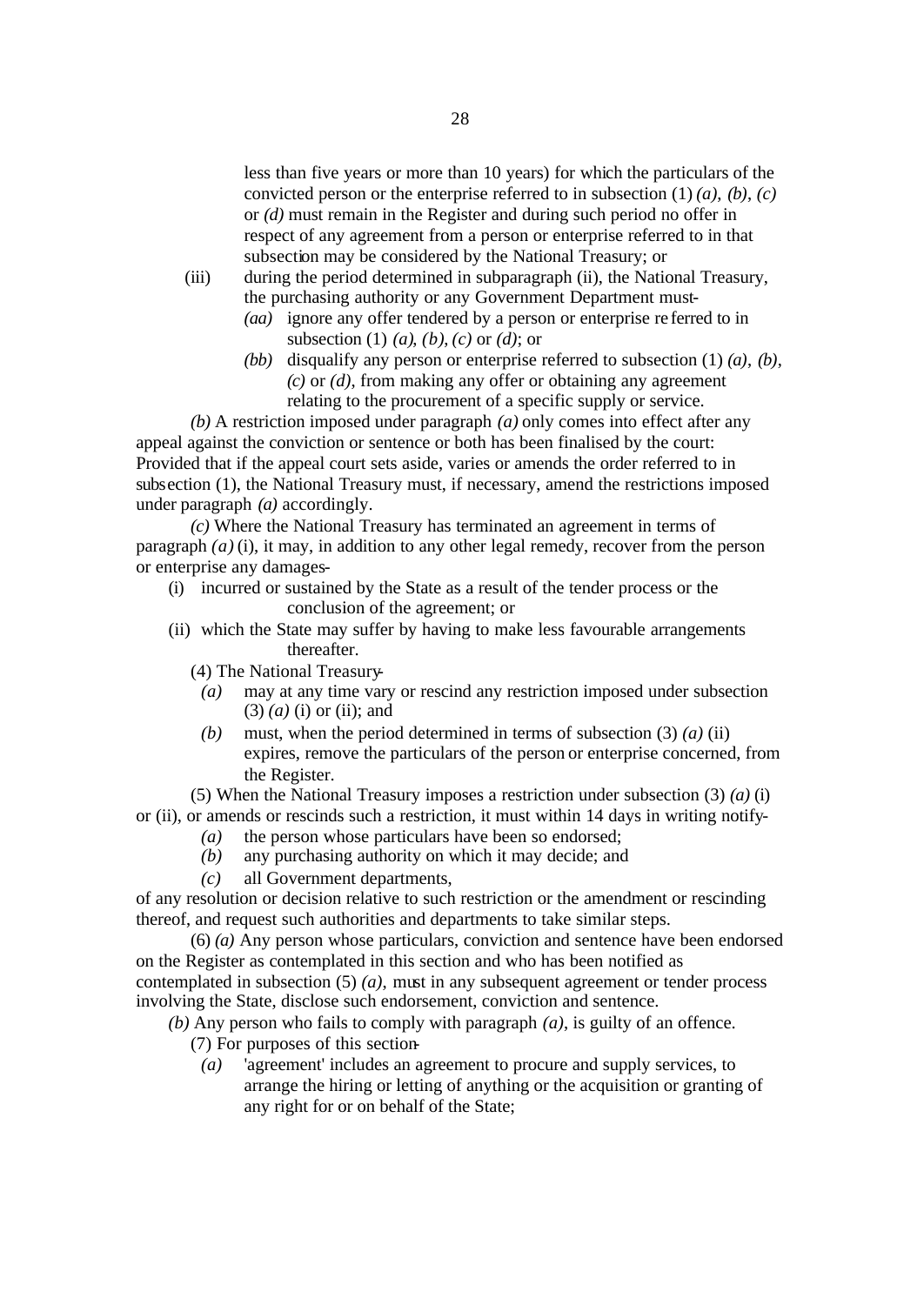less than five years or more than 10 years) for which the particulars of the convicted person or the enterprise referred to in subsection (1) *(a)*, *(b)*, *(c)* or *(d)* must remain in the Register and during such period no offer in respect of any agreement from a person or enterprise referred to in that subsection may be considered by the National Treasury; or

(iii) during the period determined in subparagraph (ii), the National Treasury, the purchasing authority or any Government Department must-

*(aa)* ignore any offer tendered by a person or enterprise referred to in subsection (1) *(a)*, *(b)*, *(c)* or *(d)*; or

*(bb)* disqualify any person or enterprise referred to subsection (1) *(a)*, *(b)*, *(c)* or *(d)*, from making any offer or obtaining any agreement relating to the procurement of a specific supply or service.

*(b)* A restriction imposed under paragraph *(a)* only comes into effect after any appeal against the conviction or sentence or both has been finalised by the court: Provided that if the appeal court sets aside, varies or amends the order referred to in subsection (1), the National Treasury must, if necessary, amend the restrictions imposed under paragraph *(a)* accordingly.

*(c)* Where the National Treasury has terminated an agreement in terms of paragraph *(a)* (i), it may, in addition to any other legal remedy, recover from the person or enterprise any damages-

(i) incurred or sustained by the State as a result of the tender process or the conclusion of the agreement; or

(ii) which the State may suffer by having to make less favourable arrangements thereafter.

(4) The National Treasury-

*(a)* may at any time vary or rescind any restriction imposed under subsection (3) *(a)* (i) or (ii); and

*(b)* must, when the period determined in terms of subsection (3) *(a)* (ii) expires, remove the particulars of the person or enterprise concerned, from the Register.

(5) When the National Treasury imposes a restriction under subsection (3) *(a)* (i) or (ii), or amends or rescinds such a restriction, it must within 14 days in writing notify-

*(a)* the person whose particulars have been so endorsed;

*(b)* any purchasing authority on which it may decide; and

*(c)* all Government departments,

of any resolution or decision relative to such restriction or the amendment or rescinding thereof, and request such authorities and departments to take similar steps.

(6) *(a)* Any person whose particulars, conviction and sentence have been endorsed on the Register as contemplated in this section and who has been notified as contemplated in subsection (5) *(a)*, must in any subsequent agreement or tender process involving the State, disclose such endorsement, conviction and sentence.

*(b)* Any person who fails to comply with paragraph *(a)*, is guilty of an offence.

(7) For purposes of this section-

*(a)* 'agreement' includes an agreement to procure and supply services, to arrange the hiring or letting of anything or the acquisition or granting of any right for or on behalf of the State;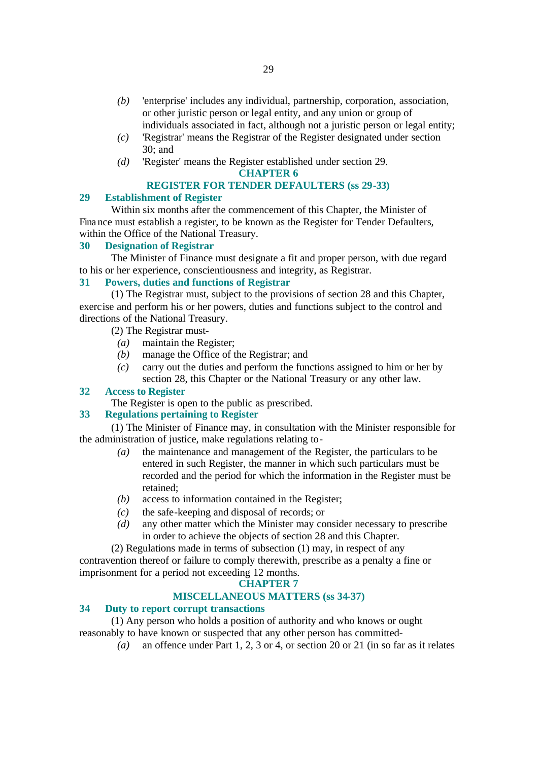*(b)* 'enterprise' includes any individual, partnership, corporation, association, or other juristic person or legal entity, and any union or group of individuals associated in fact, although not a juristic person or legal entity;

*(c)* 'Registrar' means the Registrar of the Register designated under section 30; and

*(d)* 'Register' means the Register established under section 29.

## CHAPTER 6

## REGISTER FOR TENDER DEFAULTERS (ss 29-33)

### 29 Establishment of Register

Within six months after the commencement of this Chapter, the Minister of Finance must establish a register, to be known as the Register for Tender Defaulters, within the Office of the National Treasury.

### 30 Designation of Registrar

The Minister of Finance must designate a fit and proper person, with due regard to his or her experience, conscientiousness and integrity, as Registrar.

### 31 Powers, duties and functions of Registrar

(1) The Registrar must, subject to the provisions of section 28 and this Chapter, exercise and perform his or her powers, duties and functions subject to the control and directions of the National Treasury.

(2) The Registrar must-

*(a)* maintain the Register;

*(b)* manage the Office of the Registrar; and

*(c)* carry out the duties and perform the functions assigned to him or her by section 28, this Chapter or the National Treasury or any other law.

### 32 Access to Register

The Register is open to the public as prescribed.

### 33 Regulations pertaining to Register

(1) The Minister of Finance may, in consultation with the Minister responsible for the administration of justice, make regulations relating to-

*(a)* the maintenance and management of the Register, the particulars to be entered in such Register, the manner in which such particulars must be recorded and the period for which the information in the Register must be retained;

*(b)* access to information contained in the Register;

*(c)* the safe-keeping and disposal of records; or

*(d)* any other matter which the Minister may consider necessary to prescribe in order to achieve the objects of section 28 and this Chapter.

(2) Regulations made in terms of subsection (1) may, in respect of any contravention thereof or failure to comply therewith, prescribe as a penalty a fine or imprisonment for a period not exceeding 12 months.

## CHAPTER 7

## MISCELLANEOUS MATTERS (ss 34-37)

### 34 Duty to report corrupt transactions

(1) Any person who holds a position of authority and who knows or ought reasonably to have known or suspected that any other person has committed-

*(a)* an offence under Part 1, 2, 3 or 4, or section 20 or 21 (in so far as it relates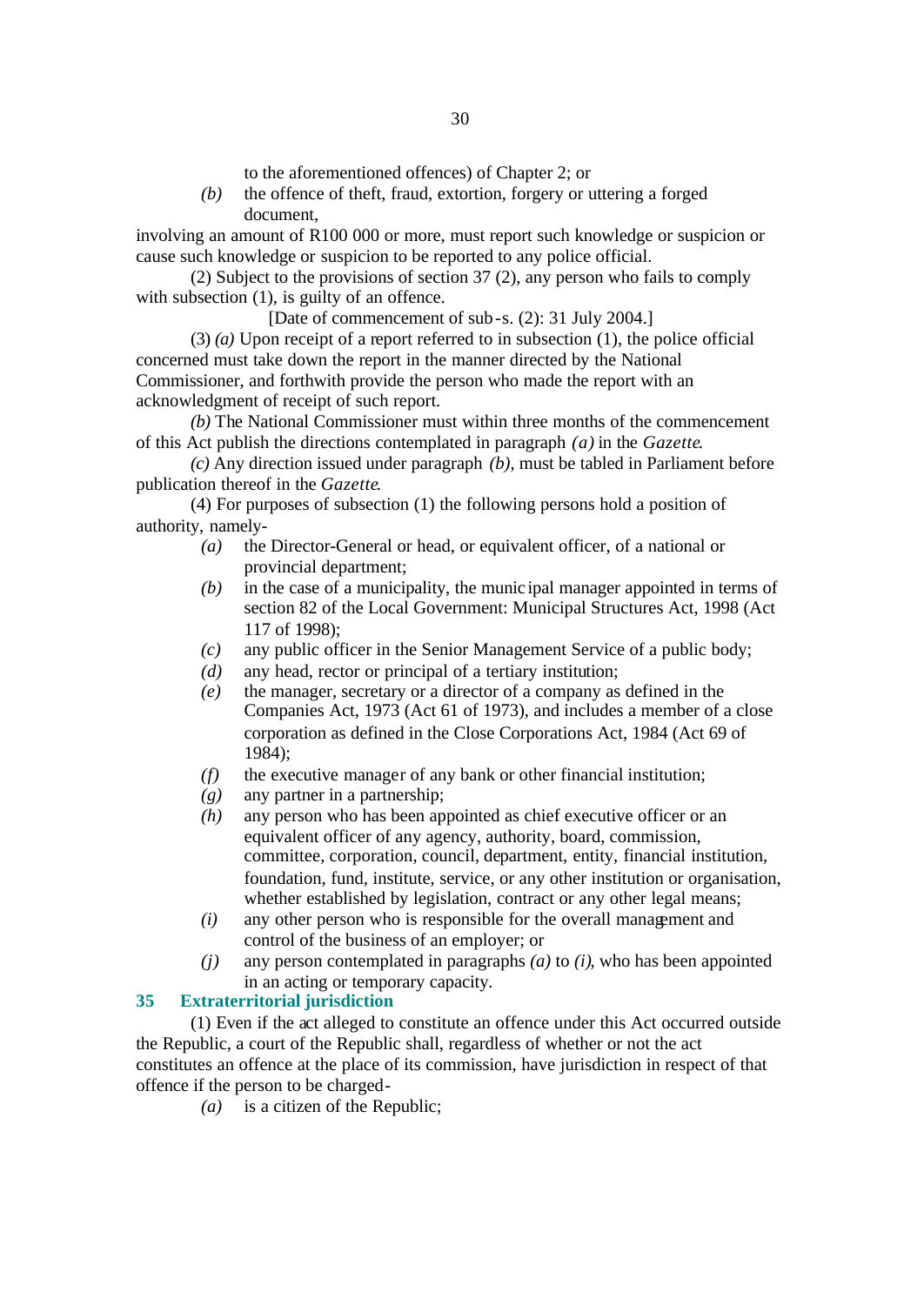to the aforementioned offences) of Chapter 2; or

*(b)* the offence of theft, fraud, extortion, forgery or uttering a forged document,

involving an amount of R100 000 or more, must report such knowledge or suspicion or cause such knowledge or suspicion to be reported to any police official.

(2) Subject to the provisions of section 37 (2), any person who fails to comply with subsection (1), is guilty of an offence.

[Date of commencement of sub-s. (2): 31 July 2004.]

(3) *(a)* Upon receipt of a report referred to in subsection (1), the police official concerned must take down the report in the manner directed by the National Commissioner, and forthwith provide the person who made the report with an acknowledgment of receipt of such report.

*(b)* The National Commissioner must within three months of the commencement of this Act publish the directions contemplated in paragraph *(a)* in the *Gazette*.

*(c)* Any direction issued under paragraph *(b)*, must be tabled in Parliament before publication thereof in the *Gazette*.

(4) For purposes of subsection (1) the following persons hold a position of authority, namely-

*(a)* the Director-General or head, or equivalent officer, of a national or provincial department;

*(b)* in the case of a municipality, the municipal manager appointed in terms of section 82 of the Local Government: Municipal Structures Act, 1998 (Act 117 of 1998);

*(c)* any public officer in the Senior Management Service of a public body;

*(d)* any head, rector or principal of a tertiary institution;

*(e)* the manager, secretary or a director of a company as defined in the Companies Act, 1973 (Act 61 of 1973), and includes a member of a close corporation as defined in the Close Corporations Act, 1984 (Act 69 of 1984);

*(f)* the executive manager of any bank or other financial institution;

*(g)* any partner in a partnership;

*(h)* any person who has been appointed as chief executive officer or an equivalent officer of any agency, authority, board, commission, committee, corporation, council, department, entity, financial institution, foundation, fund, institute, service, or any other institution or organisation, whether established by legislation, contract or any other legal means;

*(i)* any other person who is responsible for the overall management and control of the business of an employer; or

*(j)* any person contemplated in paragraphs *(a)* to *(i)*, who has been appointed in an acting or temporary capacity.

### 35 Extraterritorial jurisdiction

(1) Even if the act alleged to constitute an offence under this Act occurred outside the Republic, a court of the Republic shall, regardless of whether or not the act constitutes an offence at the place of its commission, have jurisdiction in respect of that offence if the person to be charged-

*(a)* is a citizen of the Republic;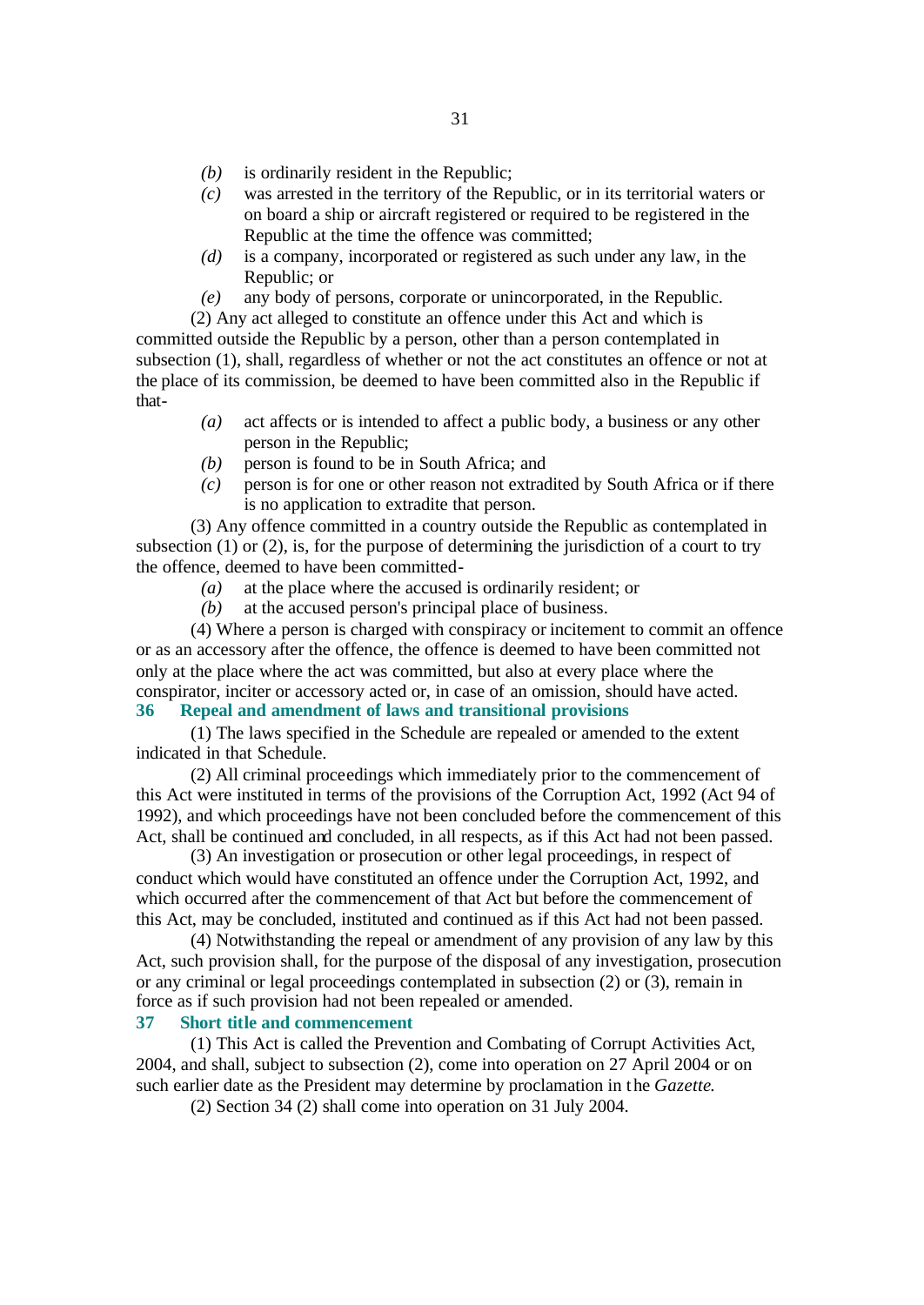*(b)* is ordinarily resident in the Republic;

*(c)* was arrested in the territory of the Republic, or in its territorial waters or on board a ship or aircraft registered or required to be registered in the Republic at the time the offence was committed;

*(d)* is a company, incorporated or registered as such under any law, in the Republic; or

*(e)* any body of persons, corporate or unincorporated, in the Republic.

(2) Any act alleged to constitute an offence under this Act and which is committed outside the Republic by a person, other than a person contemplated in subsection (1), shall, regardless of whether or not the act constitutes an offence or not at the place of its commission, be deemed to have been committed also in the Republic if that-

*(a)* act affects or is intended to affect a public body, a business or any other person in the Republic;

*(b)* person is found to be in South Africa; and

*(c)* person is for one or other reason not extradited by South Africa or if there is no application to extradite that person.

(3) Any offence committed in a country outside the Republic as contemplated in subsection (1) or (2), is, for the purpose of determining the jurisdiction of a court to try the offence, deemed to have been committed-

*(a)* at the place where the accused is ordinarily resident; or

*(b)* at the accused person's principal place of business.

(4) Where a person is charged with conspiracy or incitement to commit an offence or as an accessory after the offence, the offence is deemed to have been committed not only at the place where the act was committed, but also at every place where the conspirator, inciter or accessory acted or, in case of an omission, should have acted.

### 36 Repeal and amendment of laws and transitional provisions

(1) The laws specified in the Schedule are repealed or amended to the extent indicated in that Schedule.

(2) All criminal proceedings which immediately prior to the commencement of this Act were instituted in terms of the provisions of the Corruption Act, 1992 (Act 94 of 1992), and which proceedings have not been concluded before the commencement of this Act, shall be continued and concluded, in all respects, as if this Act had not been passed.

(3) An investigation or prosecution or other legal proceedings, in respect of conduct which would have constituted an offence under the Corruption Act, 1992, and which occurred after the commencement of that Act but before the commencement of this Act, may be concluded, instituted and continued as if this Act had not been passed.

(4) Notwithstanding the repeal or amendment of any provision of any law by this Act, such provision shall, for the purpose of the disposal of any investigation, prosecution or any criminal or legal proceedings contemplated in subsection (2) or (3), remain in force as if such provision had not been repealed or amended.

### 37 Short title and commencement

(1) This Act is called the Prevention and Combating of Corrupt Activities Act, 2004, and shall, subject to subsection (2), come into operation on 27 April 2004 or on such earlier date as the President may determine by proclamation in the *Gazette*.

(2) Section 34 (2) shall come into operation on 31 July 2004.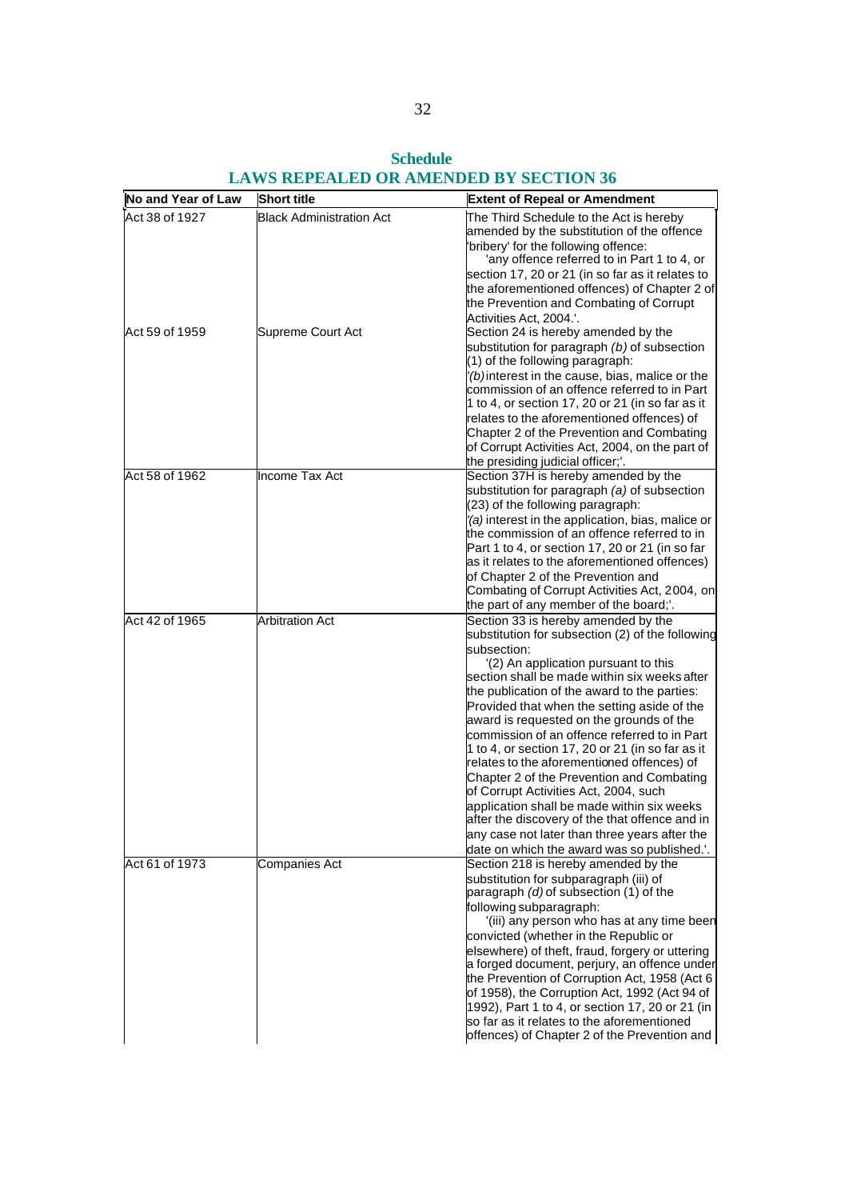## Schedule

## LAWS REPEALED OR AMENDED BY SECTION 36

| No and Year of Law | Short title | Extent of Repeal or Amendment |
|---|---|---|
| Act 38 of 1927 | Black Administration Act | The Third Schedule to the Act is hereby amended by the substitution of the offence 'bribery' for the following offence: 'any offence referred to in Part 1 to 4, or section 17, 20 or 21 (in so far as it relates to the aforementioned offences) of Chapter 2 of the Prevention and Combating of Corrupt Activities Act, 2004.'. |
| Act 59 of 1959 | Supreme Court Act | Section 24 is hereby amended by the substitution for paragraph *(b)* of subsection (1) of the following paragraph: '*(b)* interest in the cause, bias, malice or the commission of an offence referred to in Part 1 to 4, or section 17, 20 or 21 (in so far as it relates to the aforementioned offences) of Chapter 2 of the Prevention and Combating of Corrupt Activities Act, 2004, on the part of the presiding judicial officer;'. |
| Act 58 of 1962 | Income Tax Act | Section 37H is hereby amended by the substitution for paragraph *(a)* of subsection (23) of the following paragraph: '*(a)* interest in the application, bias, malice or the commission of an offence referred to in Part 1 to 4, or section 17, 20 or 21 (in so far as it relates to the aforementioned offences) of Chapter 2 of the Prevention and Combating of Corrupt Activities Act, 2004, on the part of any member of the board;'. |
| Act 42 of 1965 | Arbitration Act | Section 33 is hereby amended by the substitution for subsection (2) of the following subsection: '(2) An application pursuant to this section shall be made within six weeks after the publication of the award to the parties: Provided that when the setting aside of the award is requested on the grounds of the commission of an offence referred to in Part 1 to 4, or section 17, 20 or 21 (in so far as it relates to the aforementioned offences) of Chapter 2 of the Prevention and Combating of Corrupt Activities Act, 2004, such application shall be made within six weeks after the discovery of the that offence and in any case not later than three years after the date on which the award was so published.'. |
| Act 61 of 1973 | Companies Act | Section 218 is hereby amended by the substitution for subparagraph (iii) of paragraph *(d)* of subsection (1) of the following subparagraph: '(iii) any person who has at any time been convicted (whether in the Republic or elsewhere) of theft, fraud, forgery or uttering a forged document, perjury, an offence under the Prevention of Corruption Act, 1958 (Act 6 of 1958), the Corruption Act, 1992 (Act 94 of 1992), Part 1 to 4, or section 17, 20 or 21 (in so far as it relates to the aforementioned offences) of Chapter 2 of the Prevention and |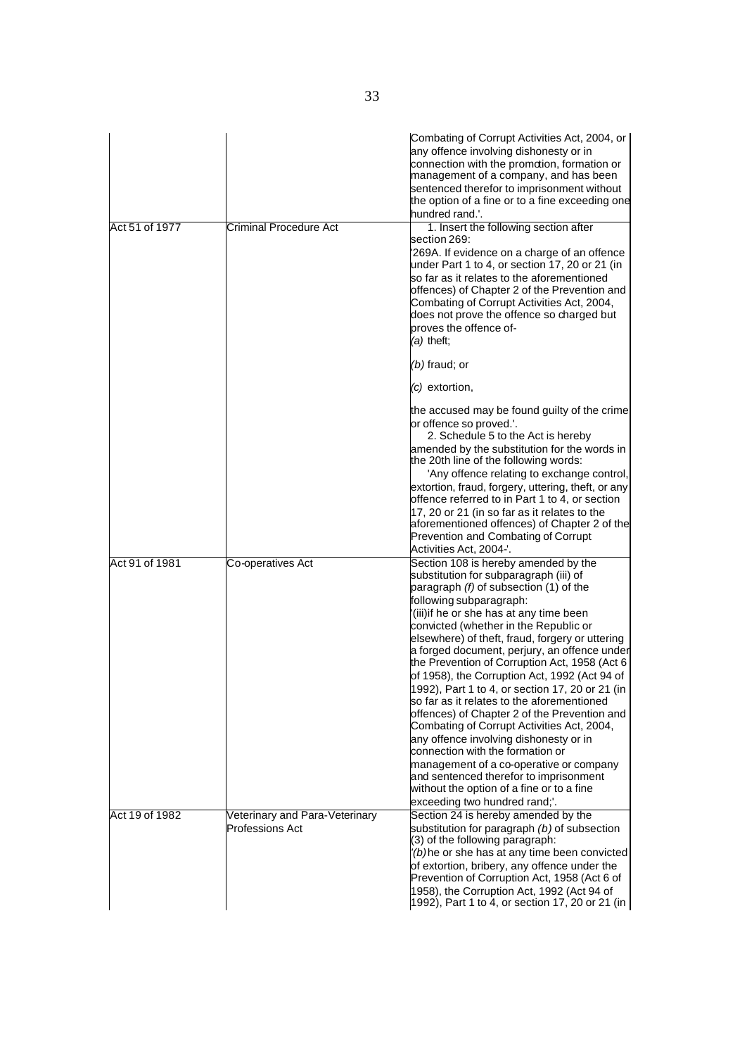| | | |
|---|---|---|
| | | Combating of Corrupt Activities Act, 2004, or any offence involving dishonesty or in connection with the promotion, formation or management of a company, and has been sentenced therefor to imprisonment without the option of a fine or to a fine exceeding one hundred rand.'. |
| Act 51 of 1977 | Criminal Procedure Act | 1. Insert the following section after section 269:<br>'269A. If evidence on a charge of an offence under Part 1 to 4, or section 17, 20 or 21 (in so far as it relates to the aforementioned offences) of Chapter 2 of the Prevention and Combating of Corrupt Activities Act, 2004, does not prove the offence so charged but proves the offence of-<br>*(a)* theft;<br>*(b)* fraud; or<br>*(c)* extortion,<br>the accused may be found guilty of the crime or offence so proved.'.<br>2. Schedule 5 to the Act is hereby amended by the substitution for the words in the 20th line of the following words:<br>'Any offence relating to exchange control, extortion, fraud, forgery, uttering, theft, or any offence referred to in Part 1 to 4, or section 17, 20 or 21 (in so far as it relates to the aforementioned offences) of Chapter 2 of the Prevention and Combating of Corrupt Activities Act, 2004-'. |
| Act 91 of 1981 | Co-operatives Act | Section 108 is hereby amended by the substitution for subparagraph (iii) of paragraph *(f)* of subsection (1) of the following subparagraph:<br>'(iii)if he or she has at any time been convicted (whether in the Republic or elsewhere) of theft, fraud, forgery or uttering a forged document, perjury, an offence under the Prevention of Corruption Act, 1958 (Act 6 of 1958), the Corruption Act, 1992 (Act 94 of 1992), Part 1 to 4, or section 17, 20 or 21 (in so far as it relates to the aforementioned offences) of Chapter 2 of the Prevention and Combating of Corrupt Activities Act, 2004, any offence involving dishonesty or in connection with the formation or management of a co-operative or company and sentenced therefor to imprisonment without the option of a fine or to a fine exceeding two hundred rand;'. |
| Act 19 of 1982 | Veterinary and Para-Veterinary Professions Act | Section 24 is hereby amended by the substitution for paragraph *(b)* of subsection (3) of the following paragraph:<br>'*(b)* he or she has at any time been convicted of extortion, bribery, any offence under the Prevention of Corruption Act, 1958 (Act 6 of 1958), the Corruption Act, 1992 (Act 94 of 1992), Part 1 to 4, or section 17, 20 or 21 (in |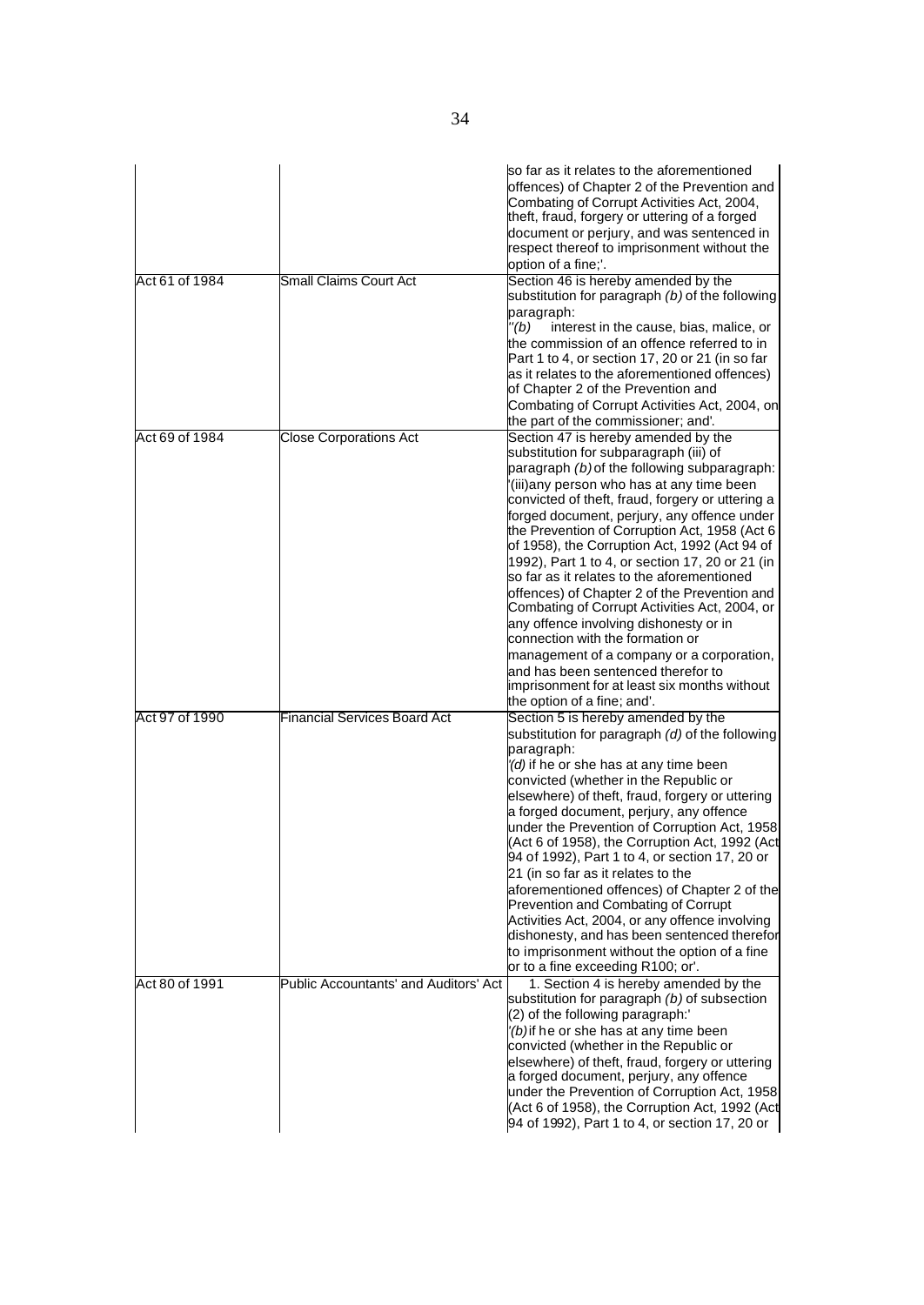| | | |
|---|---|---|
| | | so far as it relates to the aforementioned offences) of Chapter 2 of the Prevention and Combating of Corrupt Activities Act, 2004, theft, fraud, forgery or uttering of a forged document or perjury, and was sentenced in respect thereof to imprisonment without the option of a fine;'. |
| Act 61 of 1984 | Small Claims Court Act | Section 46 is hereby amended by the substitution for paragraph *(b)* of the following paragraph: "*(b)* interest in the cause, bias, malice, or the commission of an offence referred to in Part 1 to 4, or section 17, 20 or 21 (in so far as it relates to the aforementioned offences) of Chapter 2 of the Prevention and Combating of Corrupt Activities Act, 2004, on the part of the commissioner; and'. |
| Act 69 of 1984 | Close Corporations Act | Section 47 is hereby amended by the substitution for subparagraph (iii) of paragraph *(b)* of the following subparagraph: '(iii)any person who has at any time been convicted of theft, fraud, forgery or uttering a forged document, perjury, any offence under the Prevention of Corruption Act, 1958 (Act 6 of 1958), the Corruption Act, 1992 (Act 94 of 1992), Part 1 to 4, or section 17, 20 or 21 (in so far as it relates to the aforementioned offences) of Chapter 2 of the Prevention and Combating of Corrupt Activities Act, 2004, or any offence involving dishonesty or in connection with the formation or management of a company or a corporation, and has been sentenced therefor to imprisonment for at least six months without the option of a fine; and'. |
| Act 97 of 1990 | Financial Services Board Act | Section 5 is hereby amended by the substitution for paragraph *(d)* of the following paragraph: '*(d)* if he or she has at any time been convicted (whether in the Republic or elsewhere) of theft, fraud, forgery or uttering a forged document, perjury, any offence under the Prevention of Corruption Act, 1958 (Act 6 of 1958), the Corruption Act, 1992 (Act 94 of 1992), Part 1 to 4, or section 17, 20 or 21 (in so far as it relates to the aforementioned offences) of Chapter 2 of the Prevention and Combating of Corrupt Activities Act, 2004, or any offence involving dishonesty, and has been sentenced therefor to imprisonment without the option of a fine or to a fine exceeding R100; or'. |
| Act 80 of 1991 | Public Accountants' and Auditors' Act | 1. Section 4 is hereby amended by the substitution for paragraph *(b)* of subsection (2) of the following paragraph:' '*(b)* if he or she has at any time been convicted (whether in the Republic or elsewhere) of theft, fraud, forgery or uttering a forged document, perjury, any offence under the Prevention of Corruption Act, 1958 (Act 6 of 1958), the Corruption Act, 1992 (Act 94 of 1992), Part 1 to 4, or section 17, 20 or |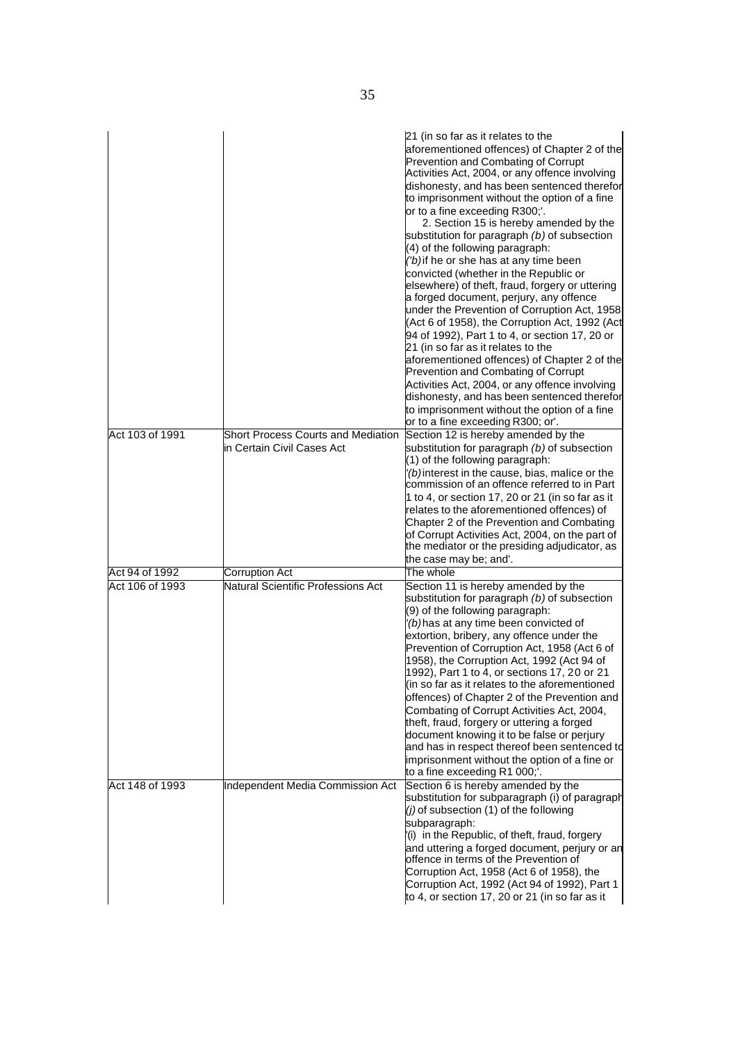| | | |
|---|---|---|
| | | 21 (in so far as it relates to the aforementioned offences) of Chapter 2 of the Prevention and Combating of Corrupt Activities Act, 2004, or any offence involving dishonesty, and has been sentenced therefor to imprisonment without the option of a fine or to a fine exceeding R300;'. <br> 2. Section 15 is hereby amended by the substitution for paragraph *(b)* of subsection (4) of the following paragraph: <br> '*(b)* if he or she has at any time been convicted (whether in the Republic or elsewhere) of theft, fraud, forgery or uttering a forged document, perjury, any offence under the Prevention of Corruption Act, 1958 (Act 6 of 1958), the Corruption Act, 1992 (Act 94 of 1992), Part 1 to 4, or section 17, 20 or 21 (in so far as it relates to the aforementioned offences) of Chapter 2 of the Prevention and Combating of Corrupt Activities Act, 2004, or any offence involving dishonesty, and has been sentenced therefor to imprisonment without the option of a fine or to a fine exceeding R300; or'. |
| Act 103 of 1991 | Short Process Courts and Mediation in Certain Civil Cases Act | Section 12 is hereby amended by the substitution for paragraph *(b)* of subsection (1) of the following paragraph: <br> '*(b)* interest in the cause, bias, malice or the commission of an offence referred to in Part 1 to 4, or section 17, 20 or 21 (in so far as it relates to the aforementioned offences) of Chapter 2 of the Prevention and Combating of Corrupt Activities Act, 2004, on the part of the mediator or the presiding adjudicator, as the case may be; and'. |
| Act 94 of 1992 | Corruption Act | The whole |
| Act 106 of 1993 | Natural Scientific Professions Act | Section 11 is hereby amended by the substitution for paragraph *(b)* of subsection (9) of the following paragraph: <br> '*(b)* has at any time been convicted of extortion, bribery, any offence under the Prevention of Corruption Act, 1958 (Act 6 of 1958), the Corruption Act, 1992 (Act 94 of 1992), Part 1 to 4, or sections 17, 20 or 21 (in so far as it relates to the aforementioned offences) of Chapter 2 of the Prevention and Combating of Corrupt Activities Act, 2004, theft, fraud, forgery or uttering a forged document knowing it to be false or perjury and has in respect thereof been sentenced to imprisonment without the option of a fine or to a fine exceeding R1 000;'. |
| Act 148 of 1993 | Independent Media Commission Act | Section 6 is hereby amended by the substitution for subparagraph (i) of paragraph *(j)* of subsection (1) of the following subparagraph: <br> '(i) in the Republic, of theft, fraud, forgery and uttering a forged document, perjury or an offence in terms of the Prevention of Corruption Act, 1958 (Act 6 of 1958), the Corruption Act, 1992 (Act 94 of 1992), Part 1 to 4, or section 17, 20 or 21 (in so far as it |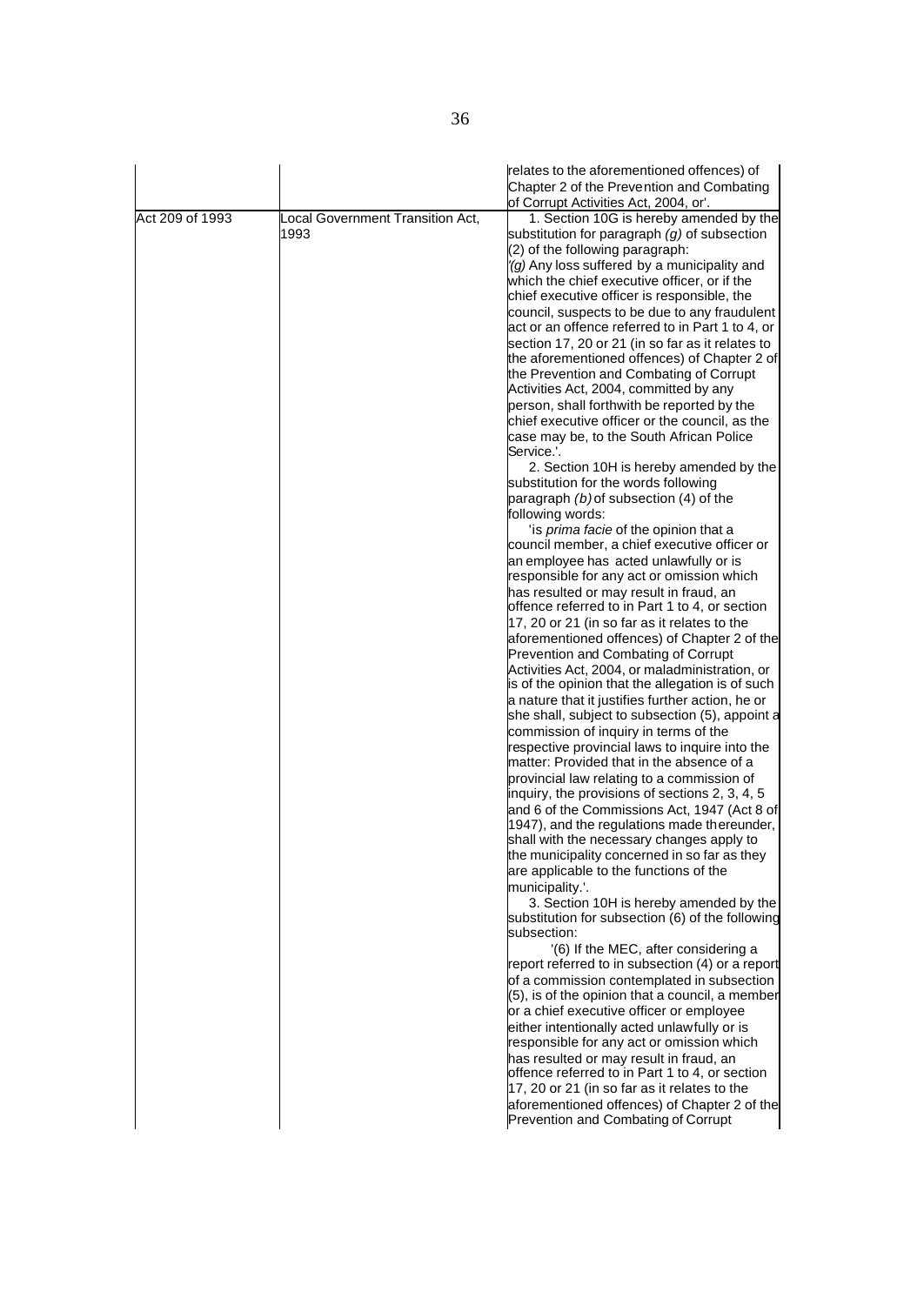| | | |
|---|---|---|
| | | relates to the aforementioned offences) of Chapter 2 of the Prevention and Combating of Corrupt Activities Act, 2004, or'. |
| Act 209 of 1993 | Local Government Transition Act, 1993 | 1. Section 10G is hereby amended by the substitution for paragraph *(g)* of subsection (2) of the following paragraph: '*(g)* Any loss suffered by a municipality and which the chief executive officer, or if the chief executive officer is responsible, the council, suspects to be due to any fraudulent act or an offence referred to in Part 1 to 4, or section 17, 20 or 21 (in so far as it relates to the aforementioned offences) of Chapter 2 of the Prevention and Combating of Corrupt Activities Act, 2004, committed by any person, shall forthwith be reported by the chief executive officer or the council, as the case may be, to the South African Police Service.'. 2. Section 10H is hereby amended by the substitution for the words following paragraph *(b)* of subsection (4) of the following words: 'is *prima facie* of the opinion that a council member, a chief executive officer or an employee has acted unlawfully or is responsible for any act or omission which has resulted or may result in fraud, an offence referred to in Part 1 to 4, or section 17, 20 or 21 (in so far as it relates to the aforementioned offences) of Chapter 2 of the Prevention and Combating of Corrupt Activities Act, 2004, or maladministration, or is of the opinion that the allegation is of such a nature that it justifies further action, he or she shall, subject to subsection (5), appoint a commission of inquiry in terms of the respective provincial laws to inquire into the matter: Provided that in the absence of a provincial law relating to a commission of inquiry, the provisions of sections 2, 3, 4, 5 and 6 of the Commissions Act, 1947 (Act 8 of 1947), and the regulations made thereunder, shall with the necessary changes apply to the municipality concerned in so far as they are applicable to the functions of the municipality.'. 3. Section 10H is hereby amended by the substitution for subsection (6) of the following subsection: '(6) If the MEC, after considering a report referred to in subsection (4) or a report of a commission contemplated in subsection (5), is of the opinion that a council, a member or a chief executive officer or employee either intentionally acted unlawfully or is responsible for any act or omission which has resulted or may result in fraud, an offence referred to in Part 1 to 4, or section 17, 20 or 21 (in so far as it relates to the aforementioned offences) of Chapter 2 of the Prevention and Combating of Corrupt |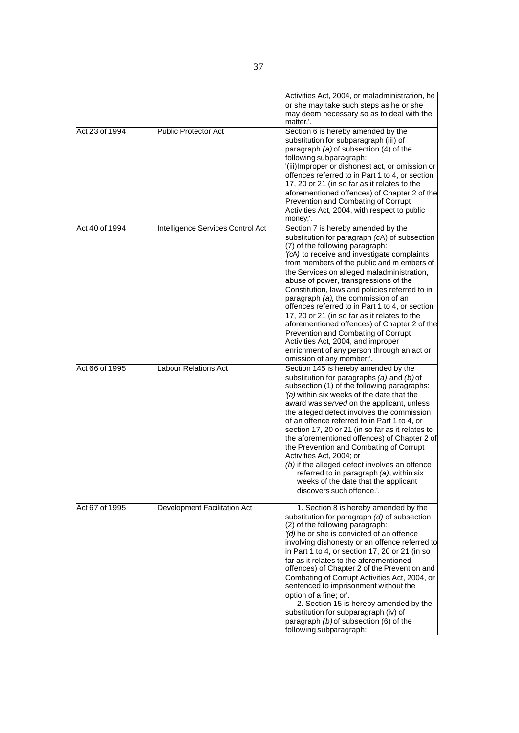| | | |
|---|---|---|
| | | Activities Act, 2004, or maladministration, he or she may take such steps as he or she may deem necessary so as to deal with the matter.'. |
| Act 23 of 1994 | Public Protector Act | Section 6 is hereby amended by the substitution for subparagraph (iii) of paragraph *(a)* of subsection (4) of the following subparagraph: '(iii)Improper or dishonest act, or omission or offences referred to in Part 1 to 4, or section 17, 20 or 21 (in so far as it relates to the aforementioned offences) of Chapter 2 of the Prevention and Combating of Corrupt Activities Act, 2004, with respect to public money;'. |
| Act 40 of 1994 | Intelligence Services Control Act | Section 7 is hereby amended by the substitution for paragraph *(c*A) of subsection (7) of the following paragraph: '*(c*A) to receive and investigate complaints from members of the public and m embers of the Services on alleged maladministration, abuse of power, transgressions of the Constitution, laws and policies referred to in paragraph *(a)*, the commission of an offences referred to in Part 1 to 4, or section 17, 20 or 21 (in so far as it relates to the aforementioned offences) of Chapter 2 of the Prevention and Combating of Corrupt Activities Act, 2004, and improper enrichment of any person through an act or omission of any member;'. |
| Act 66 of 1995 | Labour Relations Act | Section 145 is hereby amended by the substitution for paragraphs *(a)* and *(b)* of subsection (1) of the following paragraphs: '*(a)* within six weeks of the date that the award was *served* on the applicant, unless the alleged defect involves the commission of an offence referred to in Part 1 to 4, or section 17, 20 or 21 (in so far as it relates to the aforementioned offences) of Chapter 2 of the Prevention and Combating of Corrupt Activities Act, 2004; or *(b)* if the alleged defect involves an offence referred to in paragraph *(a)*, within six weeks of the date that the applicant discovers such offence.'. |
| Act 67 of 1995 | Development Facilitation Act | 1. Section 8 is hereby amended by the substitution for paragraph *(d)* of subsection (2) of the following paragraph: '*(d)* he or she is convicted of an offence involving dishonesty or an offence referred to in Part 1 to 4, or section 17, 20 or 21 (in so far as it relates to the aforementioned offences) of Chapter 2 of the Prevention and Combating of Corrupt Activities Act, 2004, or sentenced to imprisonment without the option of a fine; or'. 2. Section 15 is hereby amended by the substitution for subparagraph (iv) of paragraph *(b)* of subsection (6) of the following subparagraph: |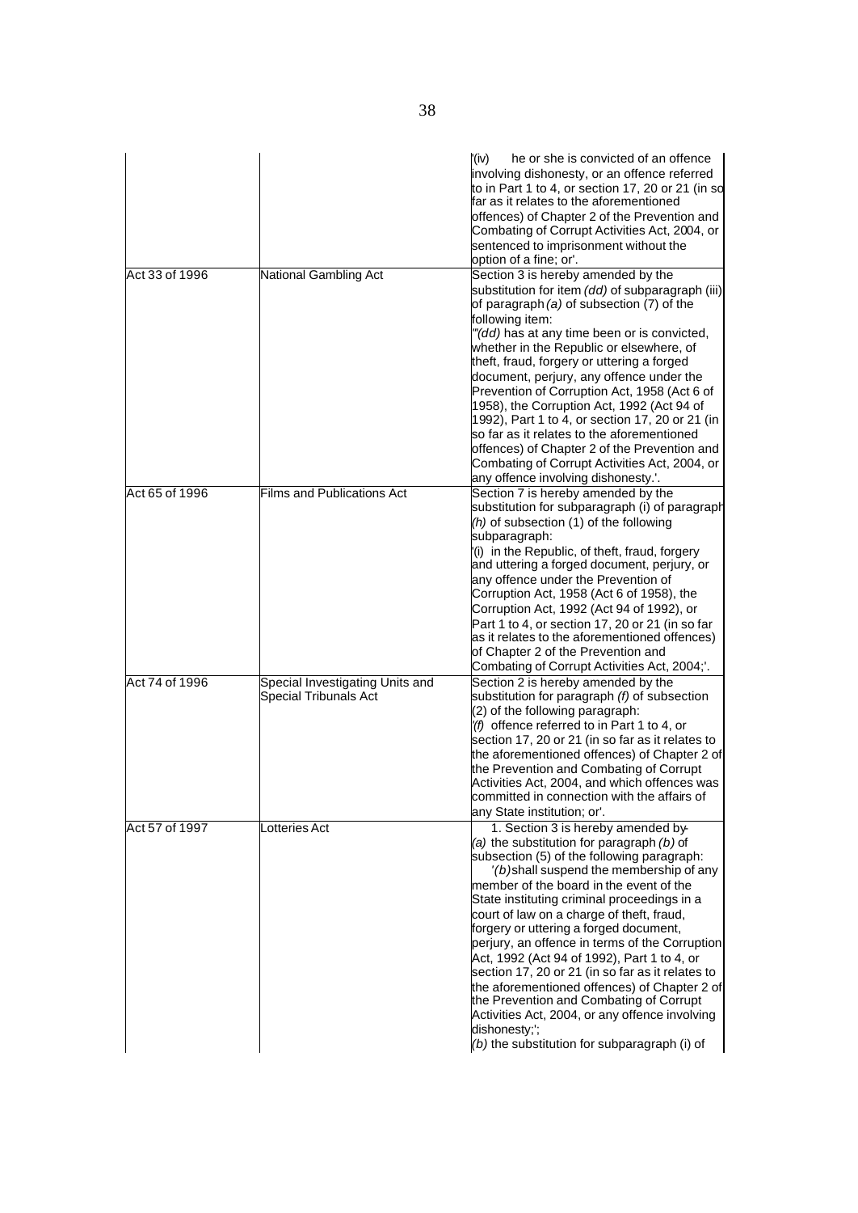| | | |
|---|---|---|
| | | '(iv) he or she is convicted of an offence involving dishonesty, or an offence referred to in Part 1 to 4, or section 17, 20 or 21 (in so far as it relates to the aforementioned offences) of Chapter 2 of the Prevention and Combating of Corrupt Activities Act, 2004, or sentenced to imprisonment without the option of a fine; or'. |
| Act 33 of 1996 | National Gambling Act | Section 3 is hereby amended by the substitution for item *(dd)* of subparagraph (iii) of paragraph *(a)* of subsection (7) of the following item: '"*(dd)* has at any time been or is convicted, whether in the Republic or elsewhere, of theft, fraud, forgery or uttering a forged document, perjury, any offence under the Prevention of Corruption Act, 1958 (Act 6 of 1958), the Corruption Act, 1992 (Act 94 of 1992), Part 1 to 4, or section 17, 20 or 21 (in so far as it relates to the aforementioned offences) of Chapter 2 of the Prevention and Combating of Corrupt Activities Act, 2004, or any offence involving dishonesty.'. |
| Act 65 of 1996 | Films and Publications Act | Section 7 is hereby amended by the substitution for subparagraph (i) of paragraph *(h)* of subsection (1) of the following subparagraph: '(i) in the Republic, of theft, fraud, forgery and uttering a forged document, perjury, or any offence under the Prevention of Corruption Act, 1958 (Act 6 of 1958), the Corruption Act, 1992 (Act 94 of 1992), or Part 1 to 4, or section 17, 20 or 21 (in so far as it relates to the aforementioned offences) of Chapter 2 of the Prevention and Combating of Corrupt Activities Act, 2004;'. |
| Act 74 of 1996 | Special Investigating Units and Special Tribunals Act | Section 2 is hereby amended by the substitution for paragraph *(f)* of subsection (2) of the following paragraph: '*(f)* offence referred to in Part 1 to 4, or section 17, 20 or 21 (in so far as it relates to the aforementioned offences) of Chapter 2 of the Prevention and Combating of Corrupt Activities Act, 2004, and which offences was committed in connection with the affairs of any State institution; or'. |
| Act 57 of 1997 | Lotteries Act | 1. Section 3 is hereby amended by- *(a)* the substitution for paragraph *(b)* of subsection (5) of the following paragraph: '*(b)* shall suspend the membership of any member of the board in the event of the State instituting criminal proceedings in a court of law on a charge of theft, fraud, forgery or uttering a forged document, perjury, an offence in terms of the Corruption Act, 1992 (Act 94 of 1992), Part 1 to 4, or section 17, 20 or 21 (in so far as it relates to the aforementioned offences) of Chapter 2 of the Prevention and Combating of Corrupt Activities Act, 2004, or any offence involving dishonesty;'; *(b)* the substitution for subparagraph (i) of |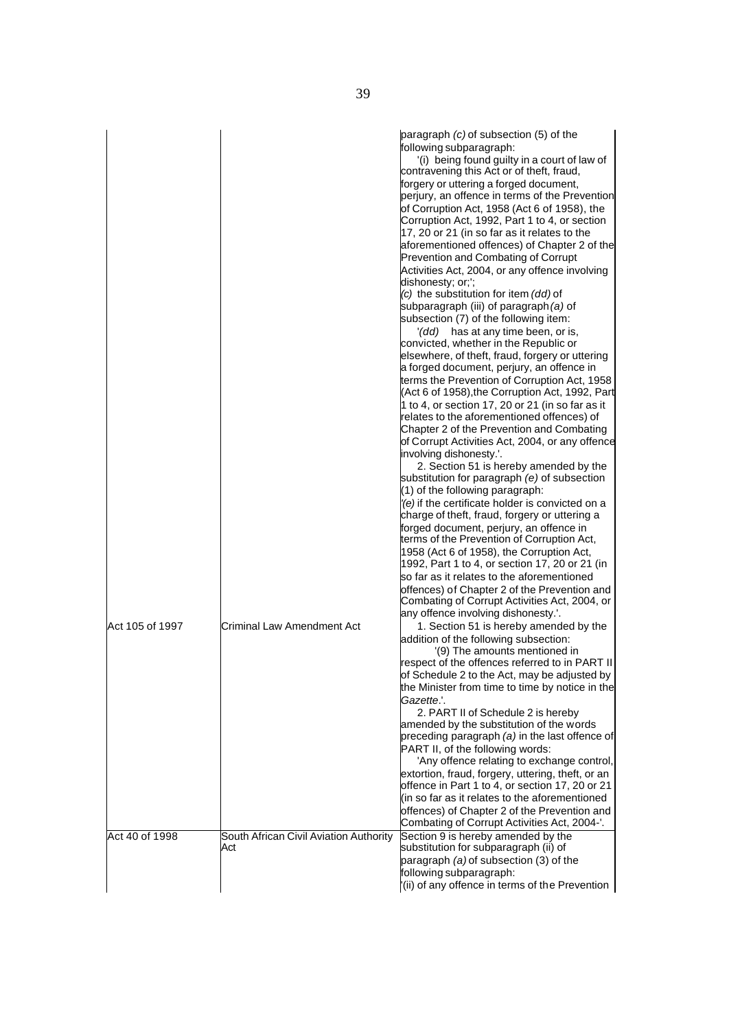| | | |
|---|---|---|
| | | paragraph *(c)* of subsection (5) of the following subparagraph:<br>'(i) being found guilty in a court of law of contravening this Act or of theft, fraud, forgery or uttering a forged document, perjury, an offence in terms of the Prevention of Corruption Act, 1958 (Act 6 of 1958), the Corruption Act, 1992, Part 1 to 4, or section 17, 20 or 21 (in so far as it relates to the aforementioned offences) of Chapter 2 of the Prevention and Combating of Corrupt Activities Act, 2004, or any offence involving dishonesty; or;';<br>*(c)* the substitution for item *(dd)* of subparagraph (iii) of paragraph *(a)* of subsection (7) of the following item:<br>'*(dd)* has at any time been, or is, convicted, whether in the Republic or elsewhere, of theft, fraud, forgery or uttering a forged document, perjury, an offence in terms the Prevention of Corruption Act, 1958 (Act 6 of 1958),the Corruption Act, 1992, Part 1 to 4, or section 17, 20 or 21 (in so far as it relates to the aforementioned offences) of Chapter 2 of the Prevention and Combating of Corrupt Activities Act, 2004, or any offence involving dishonesty.'.<br>2. Section 51 is hereby amended by the substitution for paragraph *(e)* of subsection (1) of the following paragraph:<br>'*(e)* if the certificate holder is convicted on a charge of theft, fraud, forgery or uttering a forged document, perjury, an offence in terms of the Prevention of Corruption Act, 1958 (Act 6 of 1958), the Corruption Act, 1992, Part 1 to 4, or section 17, 20 or 21 (in so far as it relates to the aforementioned offences) of Chapter 2 of the Prevention and Combating of Corrupt Activities Act, 2004, or any offence involving dishonesty.'. |
| Act 105 of 1997 | Criminal Law Amendment Act | 1. Section 51 is hereby amended by the addition of the following subsection:<br>'(9) The amounts mentioned in respect of the offences referred to in PART II of Schedule 2 to the Act, may be adjusted by the Minister from time to time by notice in the *Gazette*.'.<br>2. PART II of Schedule 2 is hereby amended by the substitution of the words preceding paragraph *(a)* in the last offence of PART II, of the following words:<br>'Any offence relating to exchange control, extortion, fraud, forgery, uttering, theft, or an offence in Part 1 to 4, or section 17, 20 or 21 (in so far as it relates to the aforementioned offences) of Chapter 2 of the Prevention and Combating of Corrupt Activities Act, 2004-'. |
| Act 40 of 1998 | South African Civil Aviation Authority Act | Section 9 is hereby amended by the substitution for subparagraph (ii) of paragraph *(a)* of subsection (3) of the following subparagraph:<br>'(ii) of any offence in terms of the Prevention |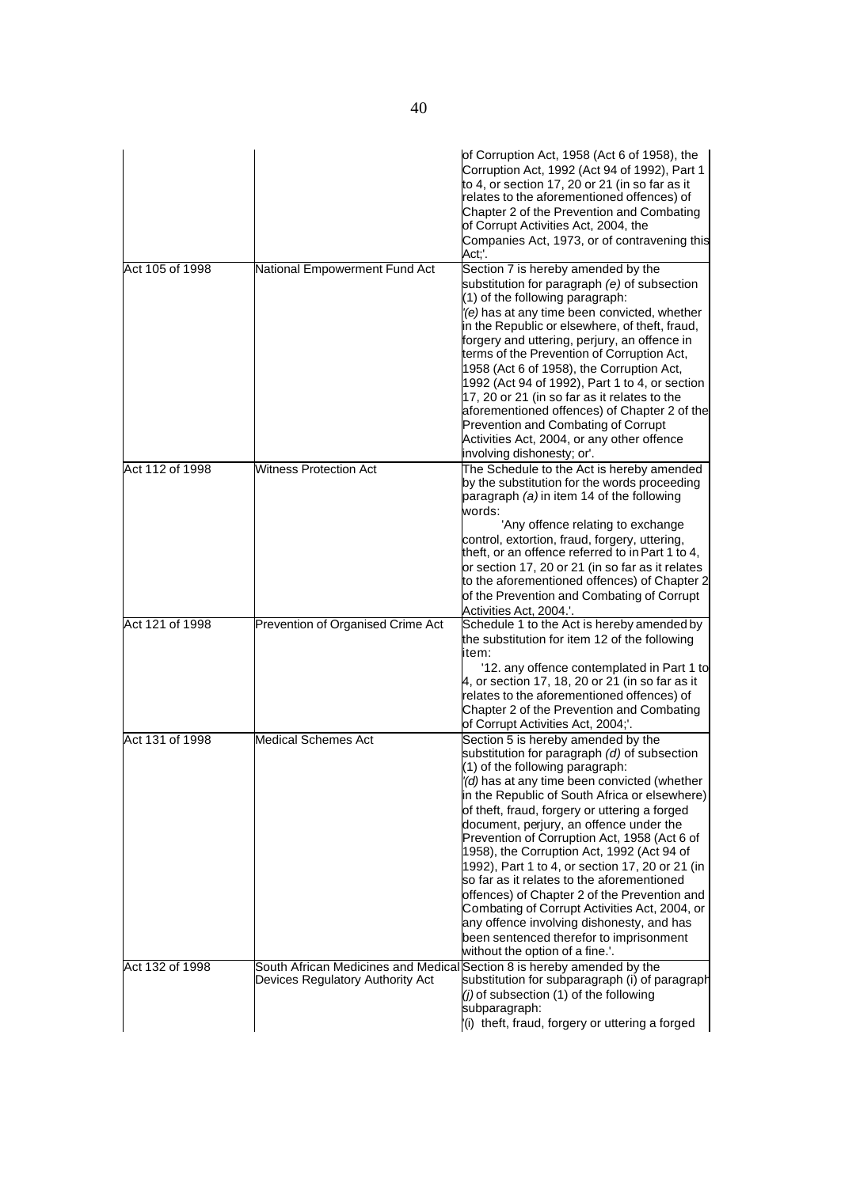|  |  |  |
|---|---|---|
|  |  | of Corruption Act, 1958 (Act 6 of 1958), the Corruption Act, 1992 (Act 94 of 1992), Part 1 to 4, or section 17, 20 or 21 (in so far as it relates to the aforementioned offences) of Chapter 2 of the Prevention and Combating of Corrupt Activities Act, 2004, the Companies Act, 1973, or of contravening this Act;'. |
| Act 105 of 1998 | National Empowerment Fund Act | Section 7 is hereby amended by the substitution for paragraph *(e)* of subsection (1) of the following paragraph: '*(e)* has at any time been convicted, whether in the Republic or elsewhere, of theft, fraud, forgery and uttering, perjury, an offence in terms of the Prevention of Corruption Act, 1958 (Act 6 of 1958), the Corruption Act, 1992 (Act 94 of 1992), Part 1 to 4, or section 17, 20 or 21 (in so far as it relates to the aforementioned offences) of Chapter 2 of the Prevention and Combating of Corrupt Activities Act, 2004, or any other offence involving dishonesty; or'. |
| Act 112 of 1998 | Witness Protection Act | The Schedule to the Act is hereby amended by the substitution for the words proceeding paragraph *(a)* in item 14 of the following words: 'Any offence relating to exchange control, extortion, fraud, forgery, uttering, theft, or an offence referred to in Part 1 to 4, or section 17, 20 or 21 (in so far as it relates to the aforementioned offences) of Chapter 2 of the Prevention and Combating of Corrupt Activities Act, 2004.'. |
| Act 121 of 1998 | Prevention of Organised Crime Act | Schedule 1 to the Act is hereby amended by the substitution for item 12 of the following item: '12. any offence contemplated in Part 1 to 4, or section 17, 18, 20 or 21 (in so far as it relates to the aforementioned offences) of Chapter 2 of the Prevention and Combating of Corrupt Activities Act, 2004;'. |
| Act 131 of 1998 | Medical Schemes Act | Section 5 is hereby amended by the substitution for paragraph *(d)* of subsection (1) of the following paragraph: '*(d)* has at any time been convicted (whether in the Republic of South Africa or elsewhere) of theft, fraud, forgery or uttering a forged document, perjury, an offence under the Prevention of Corruption Act, 1958 (Act 6 of 1958), the Corruption Act, 1992 (Act 94 of 1992), Part 1 to 4, or section 17, 20 or 21 (in so far as it relates to the aforementioned offences) of Chapter 2 of the Prevention and Combating of Corrupt Activities Act, 2004, or any offence involving dishonesty, and has been sentenced therefor to imprisonment without the option of a fine.'. |
| Act 132 of 1998 | South African Medicines and Medical Devices Regulatory Authority Act | Section 8 is hereby amended by the substitution for subparagraph (i) of paragraph *(j)* of subsection (1) of the following subparagraph: '(i) theft, fraud, forgery or uttering a forged |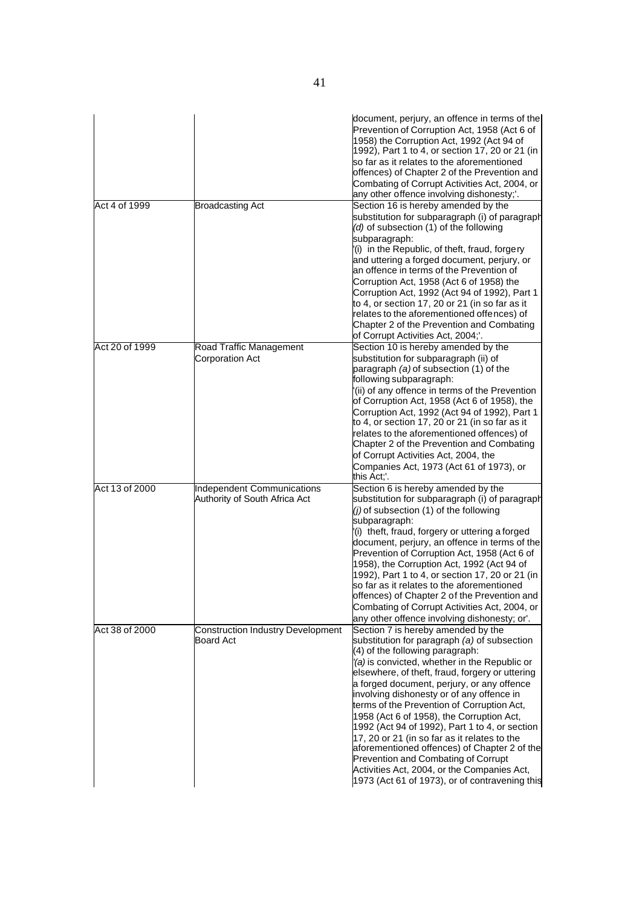| | | |
|---|---|---|
| | | document, perjury, an offence in terms of the Prevention of Corruption Act, 1958 (Act 6 of 1958) the Corruption Act, 1992 (Act 94 of 1992), Part 1 to 4, or section 17, 20 or 21 (in so far as it relates to the aforementioned offences) of Chapter 2 of the Prevention and Combating of Corrupt Activities Act, 2004, or any other offence involving dishonesty;'. |
| Act 4 of 1999 | Broadcasting Act | Section 16 is hereby amended by the substitution for subparagraph (i) of paragraph *(d)* of subsection (1) of the following subparagraph: '(i) in the Republic, of theft, fraud, forgery and uttering a forged document, perjury, or an offence in terms of the Prevention of Corruption Act, 1958 (Act 6 of 1958) the Corruption Act, 1992 (Act 94 of 1992), Part 1 to 4, or section 17, 20 or 21 (in so far as it relates to the aforementioned offences) of Chapter 2 of the Prevention and Combating of Corrupt Activities Act, 2004;'. |
| Act 20 of 1999 | Road Traffic Management Corporation Act | Section 10 is hereby amended by the substitution for subparagraph (ii) of paragraph *(a)* of subsection (1) of the following subparagraph: '(ii) of any offence in terms of the Prevention of Corruption Act, 1958 (Act 6 of 1958), the Corruption Act, 1992 (Act 94 of 1992), Part 1 to 4, or section 17, 20 or 21 (in so far as it relates to the aforementioned offences) of Chapter 2 of the Prevention and Combating of Corrupt Activities Act, 2004, the Companies Act, 1973 (Act 61 of 1973), or this Act;'. |
| Act 13 of 2000 | Independent Communications Authority of South Africa Act | Section 6 is hereby amended by the substitution for subparagraph (i) of paragraph *(j)* of subsection (1) of the following subparagraph: '(i) theft, fraud, forgery or uttering a forged document, perjury, an offence in terms of the Prevention of Corruption Act, 1958 (Act 6 of 1958), the Corruption Act, 1992 (Act 94 of 1992), Part 1 to 4, or section 17, 20 or 21 (in so far as it relates to the aforementioned offences) of Chapter 2 of the Prevention and Combating of Corrupt Activities Act, 2004, or any other offence involving dishonesty; or'. |
| Act 38 of 2000 | Construction Industry Development Board Act | Section 7 is hereby amended by the substitution for paragraph *(a)* of subsection (4) of the following paragraph: '*(a)* is convicted, whether in the Republic or elsewhere, of theft, fraud, forgery or uttering a forged document, perjury, or any offence involving dishonesty or of any offence in terms of the Prevention of Corruption Act, 1958 (Act 6 of 1958), the Corruption Act, 1992 (Act 94 of 1992), Part 1 to 4, or section 17, 20 or 21 (in so far as it relates to the aforementioned offences) of Chapter 2 of the Prevention and Combating of Corrupt Activities Act, 2004, or the Companies Act, 1973 (Act 61 of 1973), or of contravening this |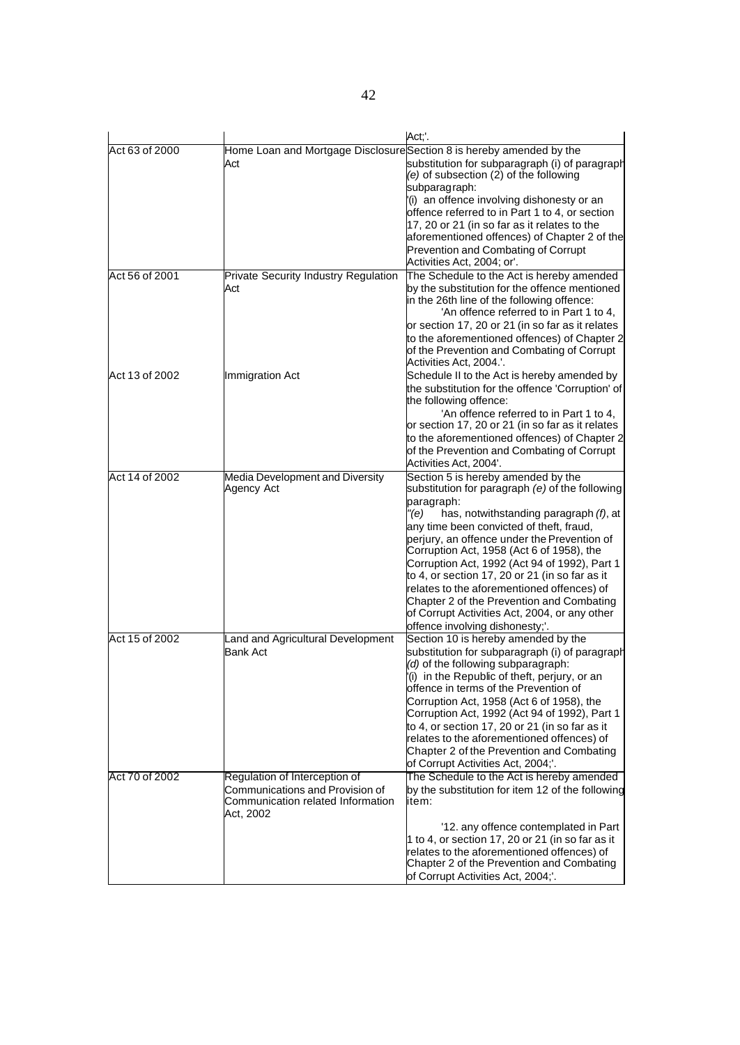| | | |
|---|---|---|
| | | Act;'. |
| Act 63 of 2000 | Home Loan and Mortgage Disclosure Act | Section 8 is hereby amended by the substitution for subparagraph (i) of paragraph *(e)* of subsection (2) of the following subparagraph: '(i) an offence involving dishonesty or an offence referred to in Part 1 to 4, or section 17, 20 or 21 (in so far as it relates to the aforementioned offences) of Chapter 2 of the Prevention and Combating of Corrupt Activities Act, 2004; or'. |
| Act 56 of 2001 | Private Security Industry Regulation Act | The Schedule to the Act is hereby amended by the substitution for the offence mentioned in the 26th line of the following offence: 'An offence referred to in Part 1 to 4, or section 17, 20 or 21 (in so far as it relates to the aforementioned offences) of Chapter 2 of the Prevention and Combating of Corrupt Activities Act, 2004.'. |
| Act 13 of 2002 | Immigration Act | Schedule II to the Act is hereby amended by the substitution for the offence 'Corruption' of the following offence: 'An offence referred to in Part 1 to 4, or section 17, 20 or 21 (in so far as it relates to the aforementioned offences) of Chapter 2 of the Prevention and Combating of Corrupt Activities Act, 2004'. |
| Act 14 of 2002 | Media Development and Diversity Agency Act | Section 5 is hereby amended by the substitution for paragraph *(e)* of the following paragraph: "*(e)* has, notwithstanding paragraph *(f)*, at any time been convicted of theft, fraud, perjury, an offence under the Prevention of Corruption Act, 1958 (Act 6 of 1958), the Corruption Act, 1992 (Act 94 of 1992), Part 1 to 4, or section 17, 20 or 21 (in so far as it relates to the aforementioned offences) of Chapter 2 of the Prevention and Combating of Corrupt Activities Act, 2004, or any other offence involving dishonesty;'. |
| Act 15 of 2002 | Land and Agricultural Development Bank Act | Section 10 is hereby amended by the substitution for subparagraph (i) of paragraph *(d)* of the following subparagraph: '(i) in the Republic of theft, perjury, or an offence in terms of the Prevention of Corruption Act, 1958 (Act 6 of 1958), the Corruption Act, 1992 (Act 94 of 1992), Part 1 to 4, or section 17, 20 or 21 (in so far as it relates to the aforementioned offences) of Chapter 2 of the Prevention and Combating of Corrupt Activities Act, 2004;'. |
| Act 70 of 2002 | Regulation of Interception of Communications and Provision of Communication related Information Act, 2002 | The Schedule to the Act is hereby amended by the substitution for item 12 of the following item: '12. any offence contemplated in Part 1 to 4, or section 17, 20 or 21 (in so far as it relates to the aforementioned offences) of Chapter 2 of the Prevention and Combating of Corrupt Activities Act, 2004;'. |